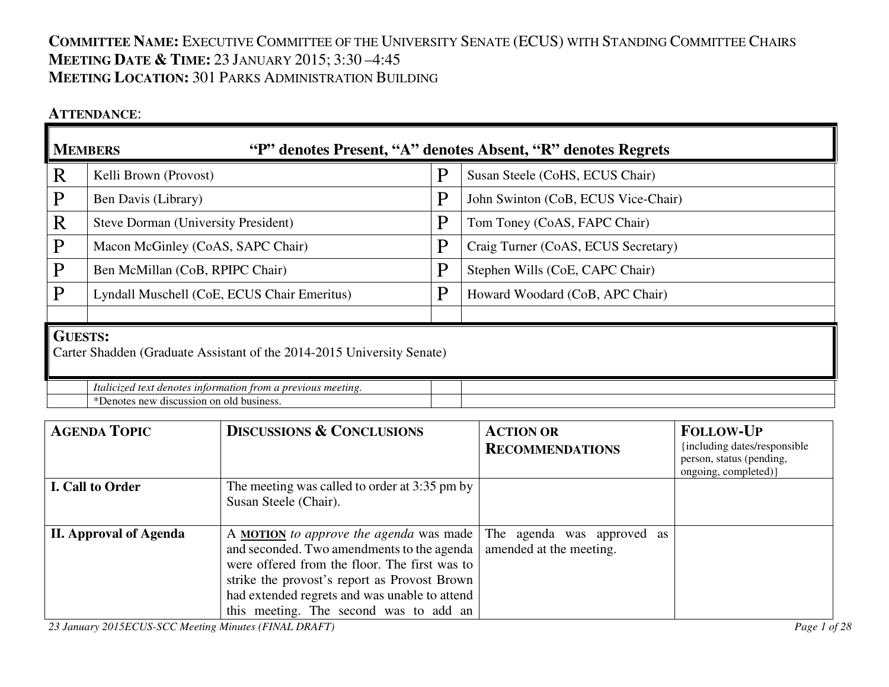**COMMITTEE NAME:** EXECUTIVE COMMITTEE OF THE UNIVERSITY SENATE (ECUS) WITH STANDING COMMITTEE CHAIRS
**MEETING DATE & TIME:** 23 JANUARY 2015; 3:30 –4:45
**MEETING LOCATION:** 301 PARKS ADMINISTRATION BUILDING

**ATTENDANCE**:

| **MEMBERS** | **"P" denotes Present, "A" denotes Absent, "R" denotes Regrets** | | |
|---|---|---|---|
| R | Kelli Brown (Provost) | P | Susan Steele (CoHS, ECUS Chair) |
| P | Ben Davis (Library) | P | John Swinton (CoB, ECUS Vice-Chair) |
| R | Steve Dorman (University President) | P | Tom Toney (CoAS, FAPC Chair) |
| P | Macon McGinley (CoAS, SAPC Chair) | P | Craig Turner (CoAS, ECUS Secretary) |
| P | Ben McMillan (CoB, RPIPC Chair) | P | Stephen Wills (CoE, CAPC Chair) |
| P | Lyndall Muschell (CoE, ECUS Chair Emeritus) | P | Howard Woodard (CoB, APC Chair) |
| | | | |

**GUESTS:**
Carter Shadden (Graduate Assistant of the 2014-2015 University Senate)

| | | | |
|---|---|---|---|
| | *Italicized text denotes information from a previous meeting.* | | |
| | *Denotes new discussion on old business. | | |

| **AGENDA TOPIC** | **DISCUSSIONS & CONCLUSIONS** | **ACTION OR RECOMMENDATIONS** | **FOLLOW-UP** {including dates/responsible person, status (pending, ongoing, completed)} |
|---|---|---|---|
| **I. Call to Order** | The meeting was called to order at 3:35 pm by Susan Steele (Chair). | | |
| **II. Approval of Agenda** | A **MOTION** *to approve the agenda* was made and seconded. Two amendments to the agenda were offered from the floor. The first was to strike the provost's report as Provost Brown had extended regrets and was unable to attend this meeting. The second was to add an | The agenda was approved as amended at the meeting. | |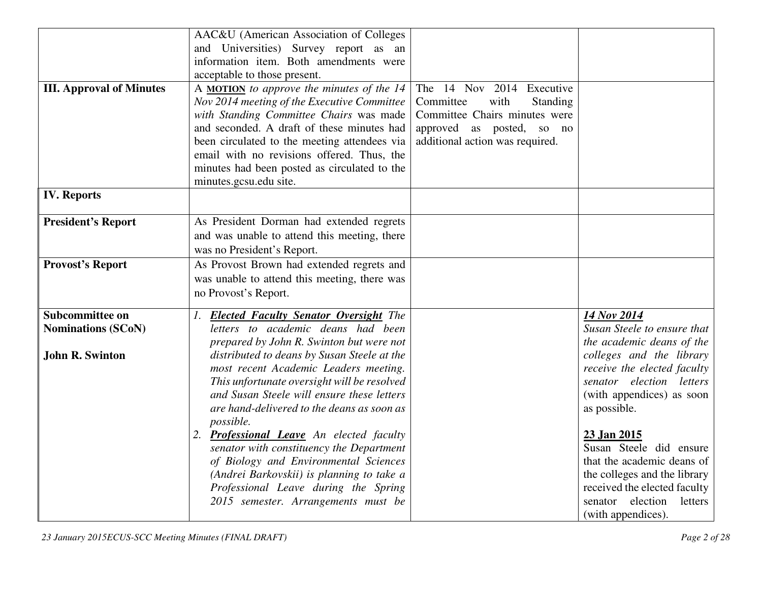| | | | |
|---|---|---|---|
| | AAC&U (American Association of Colleges and Universities) Survey report as an information item. Both amendments were acceptable to those present. | | |
| **III. Approval of Minutes** | A **MOTION** *to approve the minutes of the 14 Nov 2014 meeting of the Executive Committee with Standing Committee Chairs* was made and seconded. A draft of these minutes had been circulated to the meeting attendees via email with no revisions offered. Thus, the minutes had been posted as circulated to the minutes.gcsu.edu site. | The 14 Nov 2014 Executive Committee with Standing Committee Chairs minutes were approved as posted, so no additional action was required. | |
| **IV. Reports** | | | |
| **President's Report** | As President Dorman had extended regrets and was unable to attend this meeting, there was no President's Report. | | |
| **Provost's Report** | As Provost Brown had extended regrets and was unable to attend this meeting, there was no Provost's Report. | | |
| **Subcommittee on Nominations (SCoN)**<br><br>**John R. Swinton** | 1. ***Elected Faculty Senator Oversight*** *The letters to academic deans had been prepared by John R. Swinton but were not distributed to deans by Susan Steele at the most recent Academic Leaders meeting. This unfortunate oversight will be resolved and Susan Steele will ensure these letters are hand-delivered to the deans as soon as possible.*<br>2. ***Professional Leave*** *An elected faculty senator with constituency the Department of Biology and Environmental Sciences (Andrei Barkovskii) is planning to take a Professional Leave during the Spring 2015 semester. Arrangements must be* | | ***14 Nov 2014***<br>*Susan Steele to ensure that the academic deans of the colleges and the library receive the elected faculty senator election letters* (with appendices) as soon as possible.<br><br>**23 Jan 2015**<br>Susan Steele did ensure that the academic deans of the colleges and the library received the elected faculty senator election letters (with appendices). |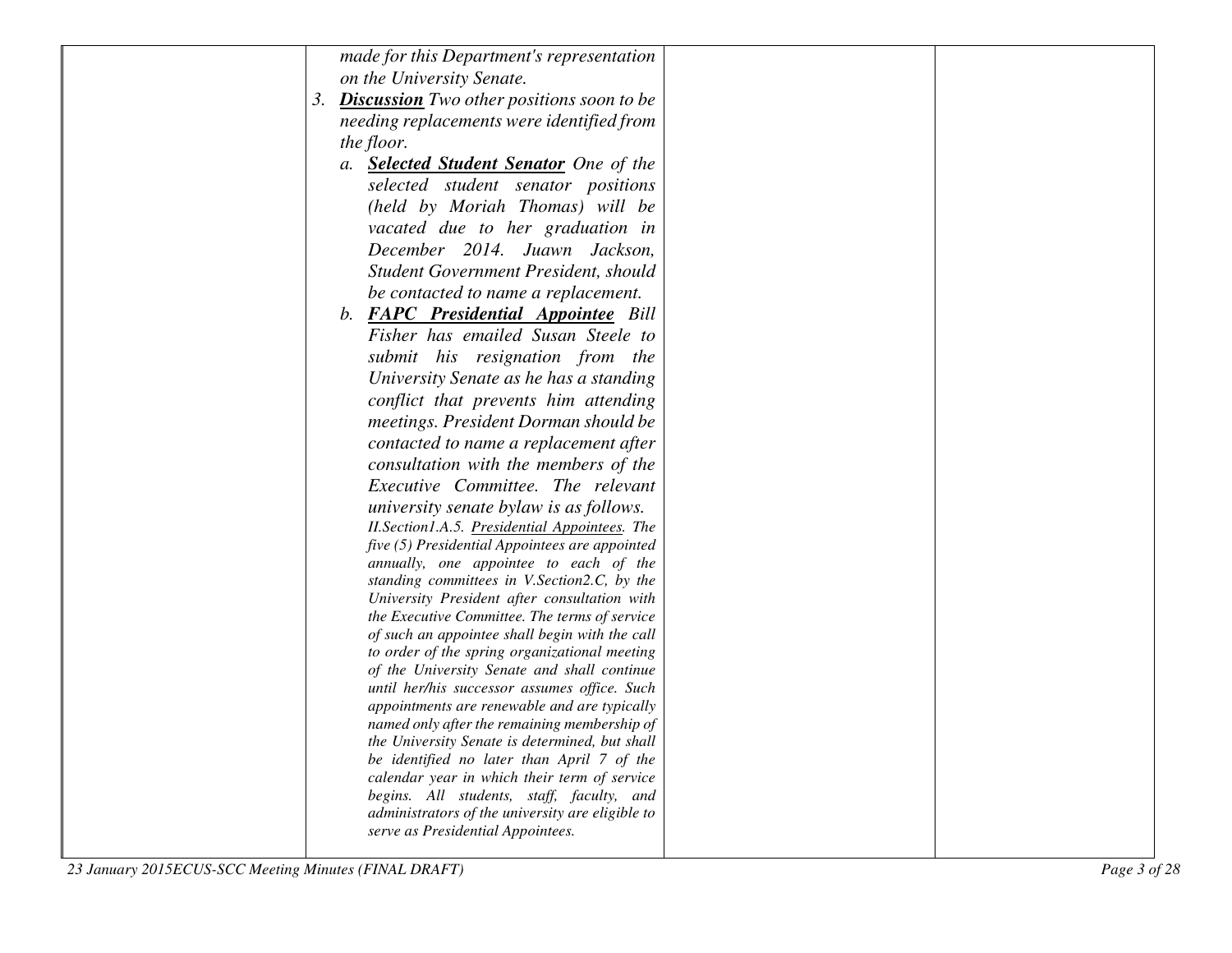| | | | |
|---|---|---|---|
| | *made for this Department's representation on the University Senate.*<br>3. ***Discussion*** *Two other positions soon to be needing replacements were identified from the floor.*<br>a. ***Selected Student Senator*** *One of the selected student senator positions (held by Moriah Thomas) will be vacated due to her graduation in December 2014. Juawn Jackson, Student Government President, should be contacted to name a replacement.*<br>b. ***FAPC Presidential Appointee*** *Bill Fisher has emailed Susan Steele to submit his resignation from the University Senate as he has a standing conflict that prevents him attending meetings. President Dorman should be contacted to name a replacement after consultation with the members of the Executive Committee. The relevant university senate bylaw is as follows.*<br>*II.Section1.A.5. Presidential Appointees. The five (5) Presidential Appointees are appointed annually, one appointee to each of the standing committees in V.Section2.C, by the University President after consultation with the Executive Committee. The terms of service of such an appointee shall begin with the call to order of the spring organizational meeting of the University Senate and shall continue until her/his successor assumes office. Such appointments are renewable and are typically named only after the remaining membership of the University Senate is determined, but shall be identified no later than April 7 of the calendar year in which their term of service begins. All students, staff, faculty, and administrators of the university are eligible to serve as Presidential Appointees.* | | |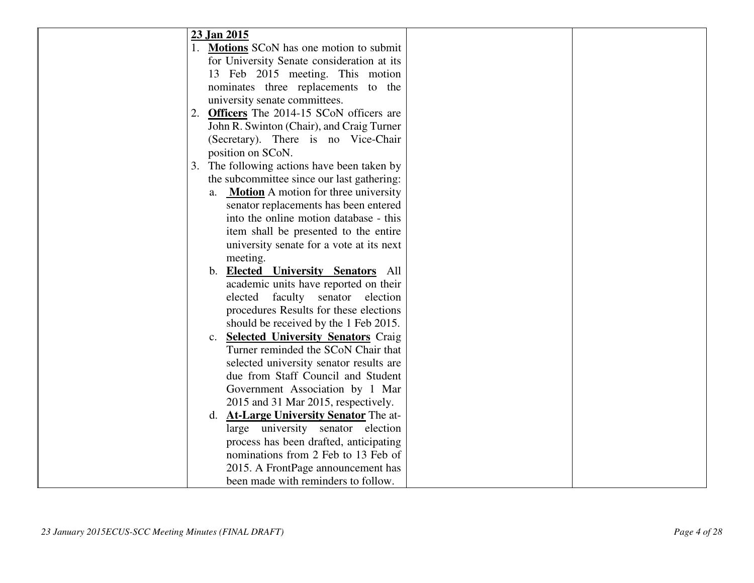|  | **23 Jan 2015**<br>1. **Motions** SCoN has one motion to submit for University Senate consideration at its 13 Feb 2015 meeting. This motion nominates three replacements to the university senate committees.<br>2. **Officers** The 2014-15 SCoN officers are John R. Swinton (Chair), and Craig Turner (Secretary). There is no Vice-Chair position on SCoN.<br>3. The following actions have been taken by the subcommittee since our last gathering:<br>a. **Motion** A motion for three university senator replacements has been entered into the online motion database - this item shall be presented to the entire university senate for a vote at its next meeting.<br>b. **Elected University Senators** All academic units have reported on their elected faculty senator election procedures Results for these elections should be received by the 1 Feb 2015.<br>c. **Selected University Senators** Craig Turner reminded the SCoN Chair that selected university senator results are due from Staff Council and Student Government Association by 1 Mar 2015 and 31 Mar 2015, respectively.<br>d. **At-Large University Senator** The at-large university senator election process has been drafted, anticipating nominations from 2 Feb to 13 Feb of 2015. A FrontPage announcement has been made with reminders to follow. |  |  |
|---|---|---|---|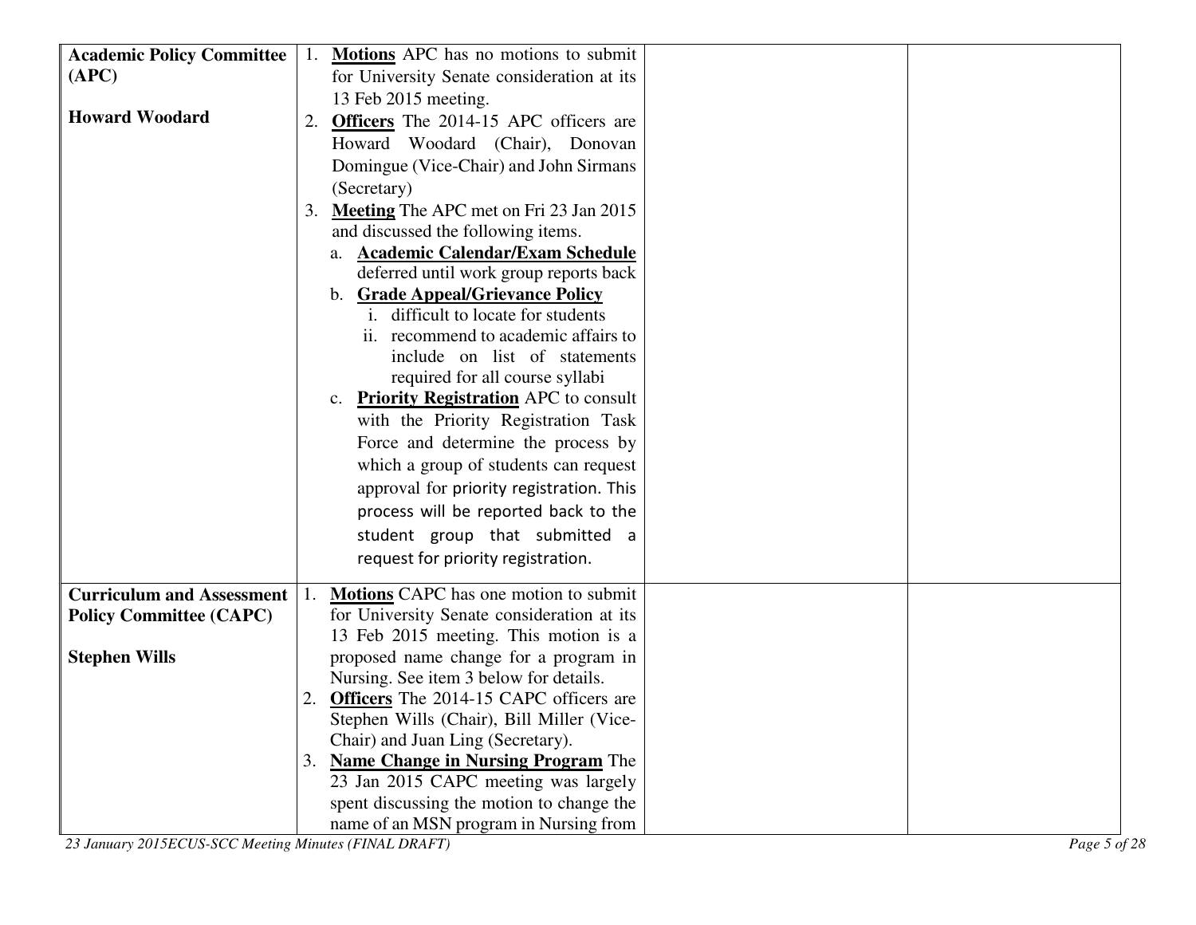| | | | |
|---|---|---|---|
| **Academic Policy Committee (APC)**<br><br>**Howard Woodard** | 1. **Motions** APC has no motions to submit for University Senate consideration at its 13 Feb 2015 meeting.<br>2. **Officers** The 2014-15 APC officers are Howard Woodard (Chair), Donovan Domingue (Vice-Chair) and John Sirmans (Secretary)<br>3. **Meeting** The APC met on Fri 23 Jan 2015 and discussed the following items.<br>a. **Academic Calendar/Exam Schedule** deferred until work group reports back<br>b. **Grade Appeal/Grievance Policy**<br>i. difficult to locate for students<br>ii. recommend to academic affairs to include on list of statements required for all course syllabi<br>c. **Priority Registration** APC to consult with the Priority Registration Task Force and determine the process by which a group of students can request approval for priority registration. This process will be reported back to the student group that submitted a request for priority registration. | | |
| **Curriculum and Assessment Policy Committee (CAPC)**<br><br>**Stephen Wills** | 1. **Motions** CAPC has one motion to submit for University Senate consideration at its 13 Feb 2015 meeting. This motion is a proposed name change for a program in Nursing. See item 3 below for details.<br>2. **Officers** The 2014-15 CAPC officers are Stephen Wills (Chair), Bill Miller (Vice-Chair) and Juan Ling (Secretary).<br>3. **Name Change in Nursing Program** The 23 Jan 2015 CAPC meeting was largely spent discussing the motion to change the name of an MSN program in Nursing from | | |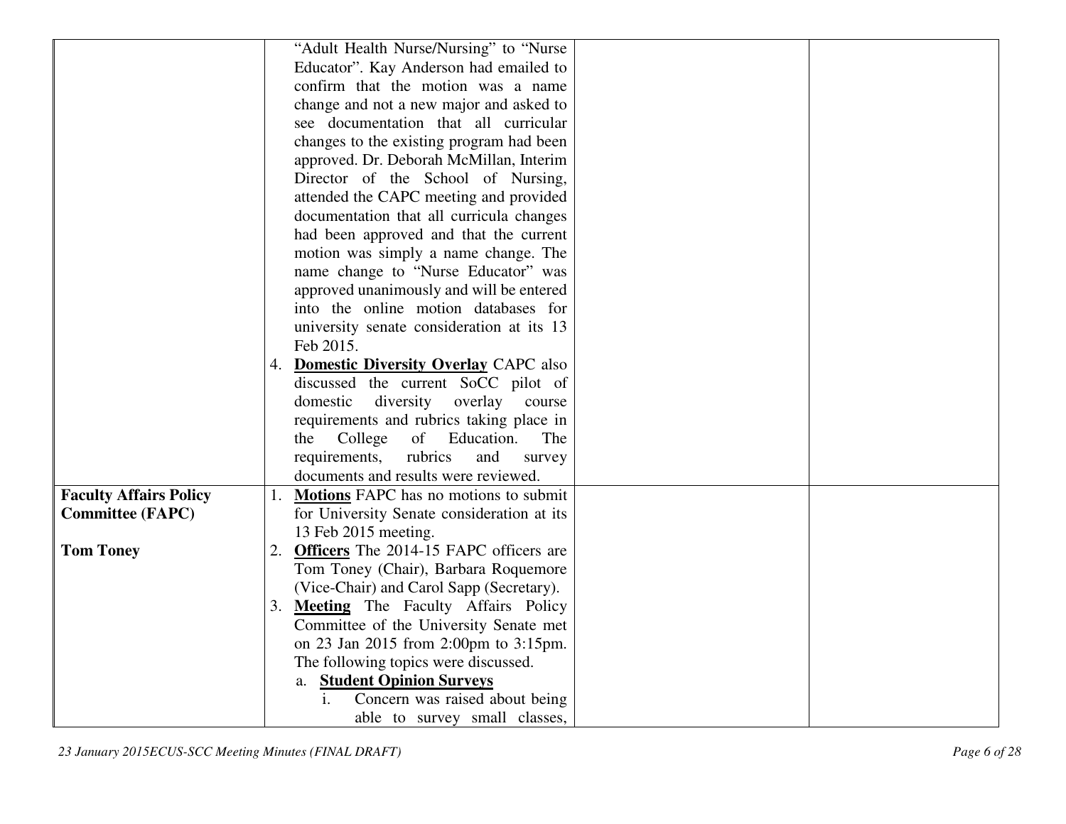| | | | |
|---|---|---|---|
| | "Adult Health Nurse/Nursing" to "Nurse Educator". Kay Anderson had emailed to confirm that the motion was a name change and not a new major and asked to see documentation that all curricular changes to the existing program had been approved. Dr. Deborah McMillan, Interim Director of the School of Nursing, attended the CAPC meeting and provided documentation that all curricula changes had been approved and that the current motion was simply a name change. The name change to "Nurse Educator" was approved unanimously and will be entered into the online motion databases for university senate consideration at its 13 Feb 2015.<br>4. **Domestic Diversity Overlay** CAPC also discussed the current SoCC pilot of domestic diversity overlay course requirements and rubrics taking place in the College of Education. The requirements, rubrics and survey documents and results were reviewed. | | |
| **Faculty Affairs Policy Committee (FAPC)**<br><br>**Tom Toney** | 1. **Motions** FAPC has no motions to submit for University Senate consideration at its 13 Feb 2015 meeting.<br>2. **Officers** The 2014-15 FAPC officers are Tom Toney (Chair), Barbara Roquemore (Vice-Chair) and Carol Sapp (Secretary).<br>3. **Meeting** The Faculty Affairs Policy Committee of the University Senate met on 23 Jan 2015 from 2:00pm to 3:15pm. The following topics were discussed.<br>a. **Student Opinion Surveys**<br>i. Concern was raised about being able to survey small classes, | | |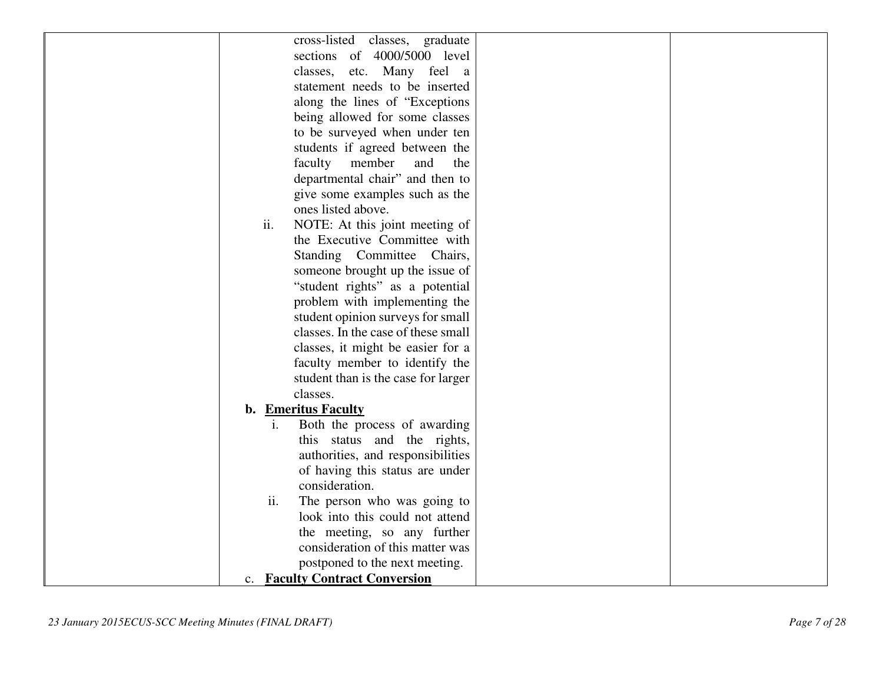| | | | |
|---|---|---|---|
| | cross-listed classes, graduate sections of 4000/5000 level classes, etc. Many feel a statement needs to be inserted along the lines of "Exceptions being allowed for some classes to be surveyed when under ten students if agreed between the faculty member and the departmental chair" and then to give some examples such as the ones listed above.<br>ii. NOTE: At this joint meeting of the Executive Committee with Standing Committee Chairs, someone brought up the issue of "student rights" as a potential problem with implementing the student opinion surveys for small classes. In the case of these small classes, it might be easier for a faculty member to identify the student than is the case for larger classes.<br>**b. <u>Emeritus Faculty</u>**<br>i. Both the process of awarding this status and the rights, authorities, and responsibilities of having this status are under consideration.<br>ii. The person who was going to look into this could not attend the meeting, so any further consideration of this matter was postponed to the next meeting.<br>c. **<u>Faculty Contract Conversion</u>** | | |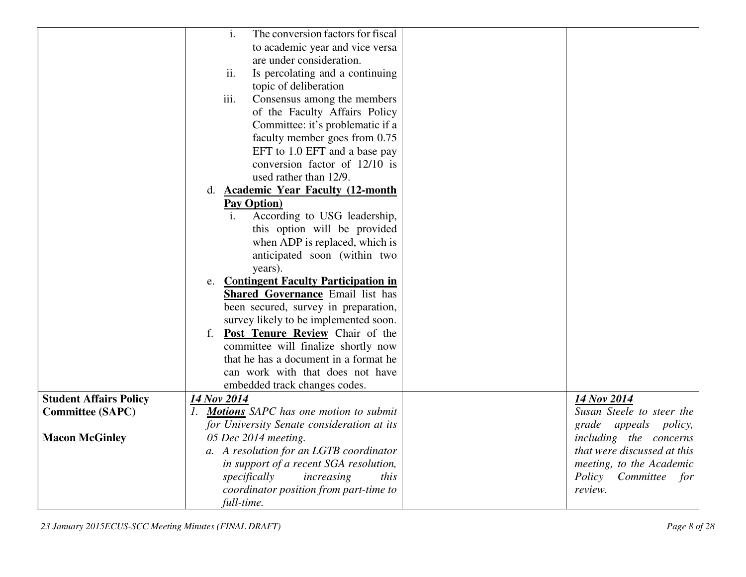| | | | |
|---|---|---|---|
| | i. The conversion factors for fiscal to academic year and vice versa are under consideration.<br>ii. Is percolating and a continuing topic of deliberation<br>iii. Consensus among the members of the Faculty Affairs Policy Committee: it's problematic if a faculty member goes from 0.75 EFT to 1.0 EFT and a base pay conversion factor of 12/10 is used rather than 12/9.<br>d. **<u>Academic Year Faculty (12-month Pay Option)</u>**<br>i. According to USG leadership, this option will be provided when ADP is replaced, which is anticipated soon (within two years).<br>e. **<u>Contingent Faculty Participation in Shared Governance</u>** Email list has been secured, survey in preparation, survey likely to be implemented soon.<br>f. **<u>Post Tenure Review</u>** Chair of the committee will finalize shortly now that he has a document in a format he can work with that does not have embedded track changes codes. | | |
| **Student Affairs Policy Committee (SAPC)**<br><br>**Macon McGinley** | ***<u>14 Nov 2014</u>***<br>*1. **<u>Motions</u>** SAPC has one motion to submit for University Senate consideration at its 05 Dec 2014 meeting.*<br>*a. A resolution for an LGTB coordinator in support of a recent SGA resolution, specifically increasing this coordinator position from part-time to full-time.* | | ***<u>14 Nov 2014</u>***<br>*Susan Steele to steer the grade appeals policy, including the concerns that were discussed at this meeting, to the Academic Policy Committee for review.* |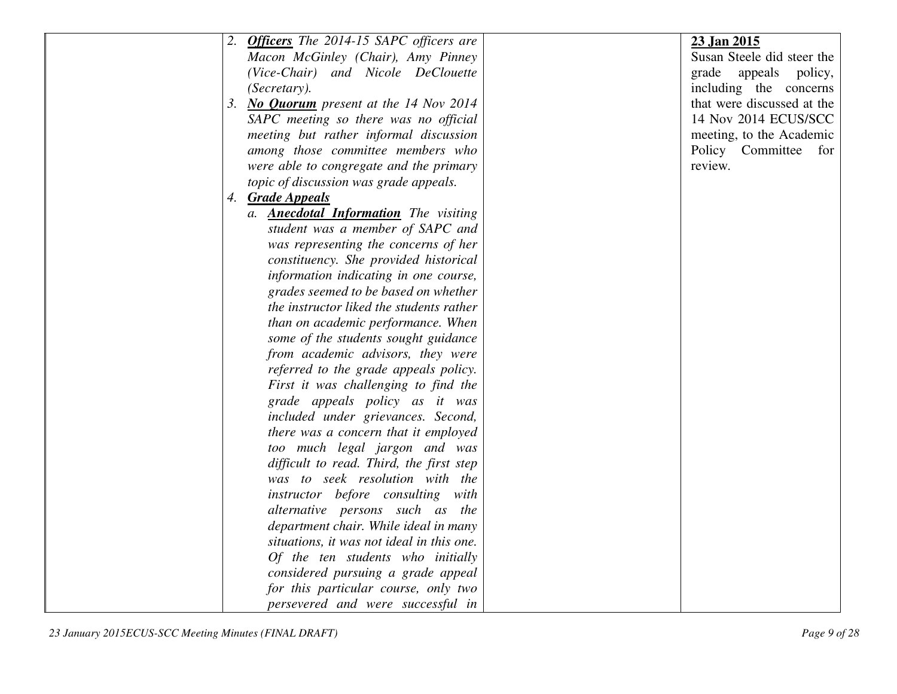| | | | |
|---|---|---|---|
| | 2. ***Officers*** *The 2014-15 SAPC officers are Macon McGinley (Chair), Amy Pinney (Vice-Chair) and Nicole DeClouette (Secretary).*<br>3. ***No Quorum*** *present at the 14 Nov 2014 SAPC meeting so there was no official meeting but rather informal discussion among those committee members who were able to congregate and the primary topic of discussion was grade appeals.*<br>4. ***Grade Appeals***<br>a. ***Anecdotal Information*** *The visiting student was a member of SAPC and was representing the concerns of her constituency. She provided historical information indicating in one course, grades seemed to be based on whether the instructor liked the students rather than on academic performance. When some of the students sought guidance from academic advisors, they were referred to the grade appeals policy. First it was challenging to find the grade appeals policy as it was included under grievances. Second, there was a concern that it employed too much legal jargon and was difficult to read. Third, the first step was to seek resolution with the instructor before consulting with alternative persons such as the department chair. While ideal in many situations, it was not ideal in this one. Of the ten students who initially considered pursuing a grade appeal for this particular course, only two persevered and were successful in* | | **23 Jan 2015**<br>Susan Steele did steer the grade appeals policy, including the concerns that were discussed at the 14 Nov 2014 ECUS/SCC meeting, to the Academic Policy Committee for review. |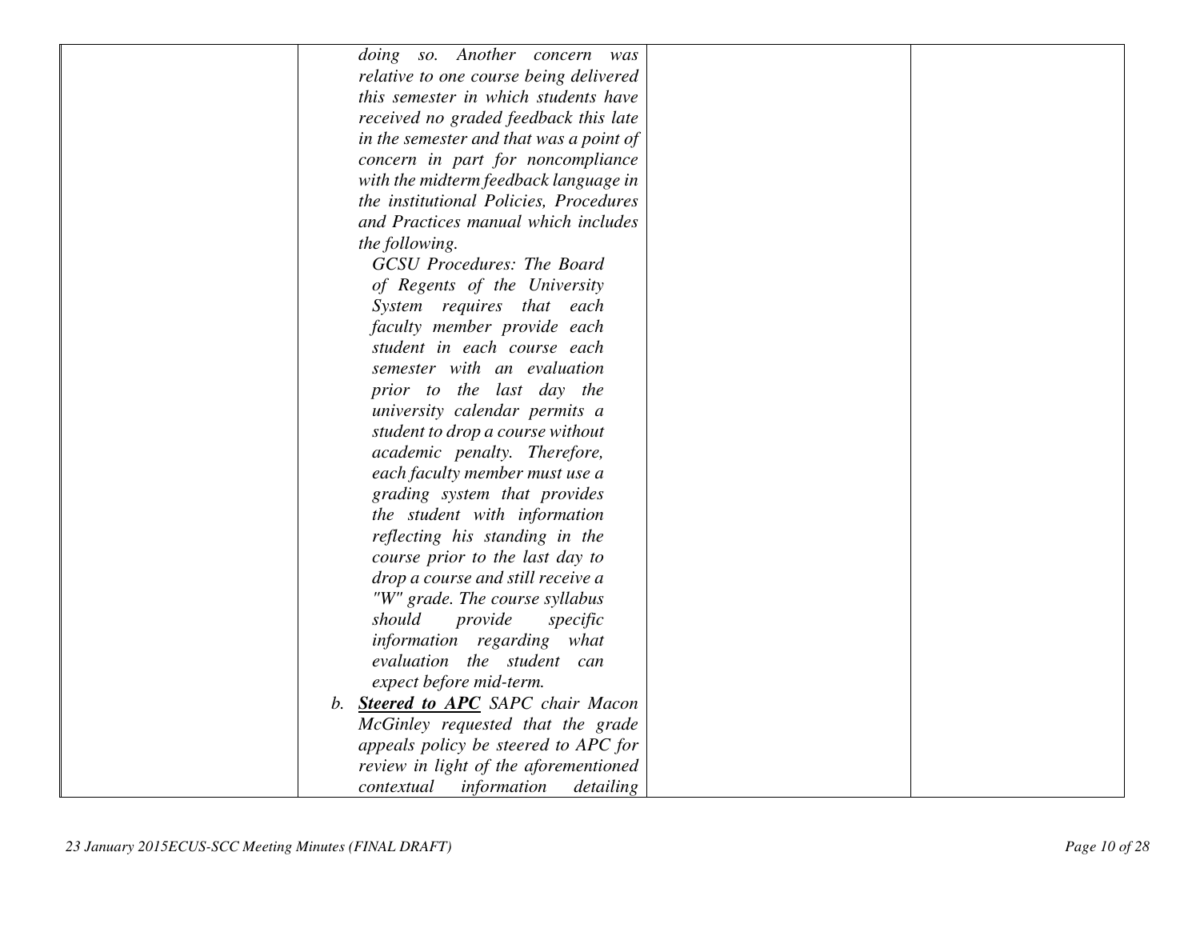| | | | |
|---|---|---|---|
| | *doing so. Another concern was relative to one course being delivered this semester in which students have received no graded feedback this late in the semester and that was a point of concern in part for noncompliance with the midterm feedback language in the institutional Policies, Procedures and Practices manual which includes the following.*<br><br>*GCSU Procedures: The Board of Regents of the University System requires that each faculty member provide each student in each course each semester with an evaluation prior to the last day the university calendar permits a student to drop a course without academic penalty. Therefore, each faculty member must use a grading system that provides the student with information reflecting his standing in the course prior to the last day to drop a course and still receive a "W" grade. The course syllabus should provide specific information regarding what evaluation the student can expect before mid-term.*<br><br>*b.* ***<u>Steered to APC</u>*** *SAPC chair Macon McGinley requested that the grade appeals policy be steered to APC for review in light of the aforementioned contextual information detailing* | | |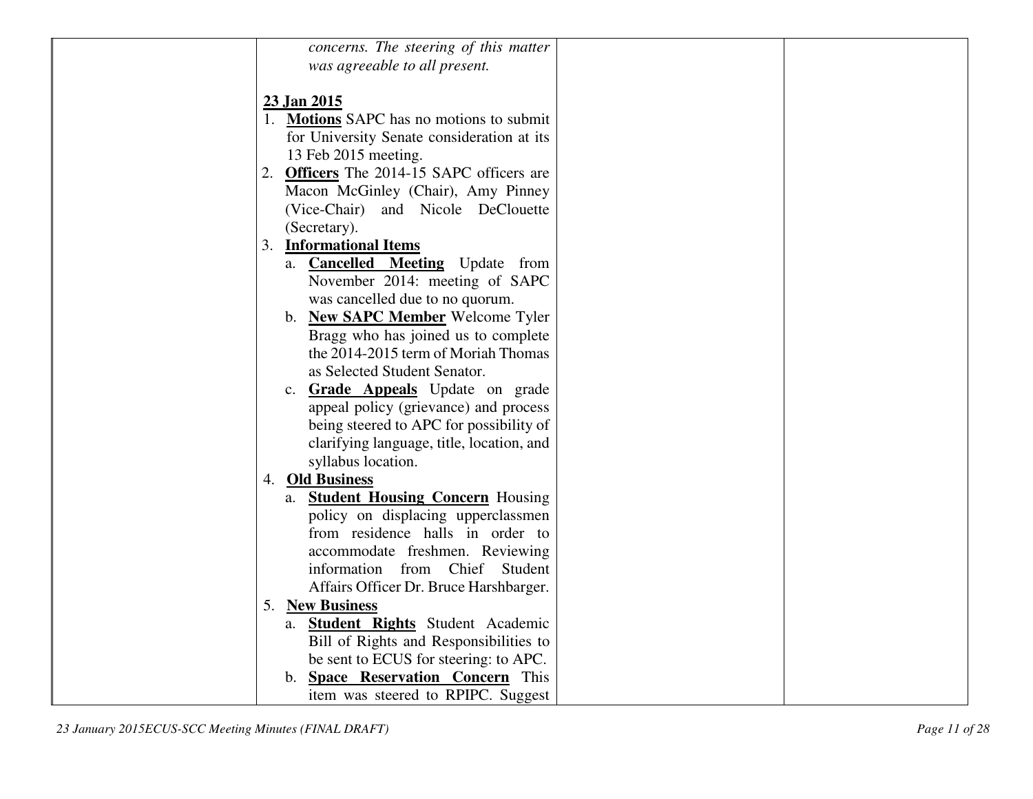| | *concerns. The steering of this matter was agreeable to all present.*<br><br>**23 Jan 2015**<br>1. **Motions** SAPC has no motions to submit for University Senate consideration at its 13 Feb 2015 meeting.<br>2. **Officers** The 2014-15 SAPC officers are Macon McGinley (Chair), Amy Pinney (Vice-Chair) and Nicole DeClouette (Secretary).<br>3. **Informational Items**<br>a. **Cancelled Meeting** Update from November 2014: meeting of SAPC was cancelled due to no quorum.<br>b. **New SAPC Member** Welcome Tyler Bragg who has joined us to complete the 2014-2015 term of Moriah Thomas as Selected Student Senator.<br>c. **Grade Appeals** Update on grade appeal policy (grievance) and process being steered to APC for possibility of clarifying language, title, location, and syllabus location.<br>4. **Old Business**<br>a. **Student Housing Concern** Housing policy on displacing upperclassmen from residence halls in order to accommodate freshmen. Reviewing information from Chief Student Affairs Officer Dr. Bruce Harshbarger.<br>5. **New Business**<br>a. **Student Rights** Student Academic Bill of Rights and Responsibilities to be sent to ECUS for steering: to APC.<br>b. **Space Reservation Concern** This item was steered to RPIPC. Suggest | | |
|---|---|---|---|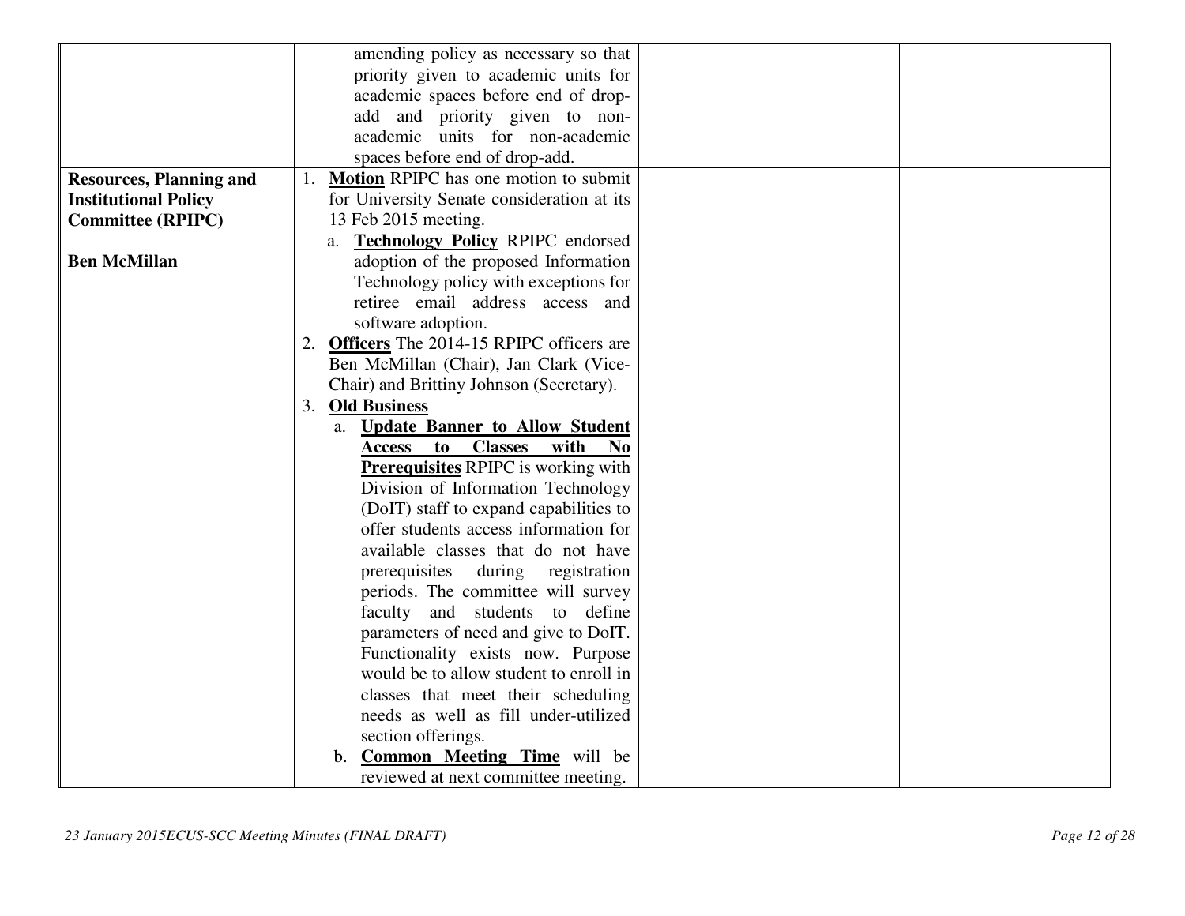| | | | |
|---|---|---|---|
| | amending policy as necessary so that priority given to academic units for academic spaces before end of drop-add and priority given to non-academic units for non-academic spaces before end of drop-add. | | |
| **Resources, Planning and Institutional Policy Committee (RPIPC)**<br><br>**Ben McMillan** | 1. **<u>Motion</u>** RPIPC has one motion to submit for University Senate consideration at its 13 Feb 2015 meeting.<br>a. **<u>Technology Policy</u>** RPIPC endorsed adoption of the proposed Information Technology policy with exceptions for retiree email address access and software adoption.<br>2. **<u>Officers</u>** The 2014-15 RPIPC officers are Ben McMillan (Chair), Jan Clark (Vice-Chair) and Brittiny Johnson (Secretary).<br>3. **<u>Old Business</u>**<br>a. **<u>Update Banner to Allow Student Access to Classes with No Prerequisites</u>** RPIPC is working with Division of Information Technology (DoIT) staff to expand capabilities to offer students access information for available classes that do not have prerequisites during registration periods. The committee will survey faculty and students to define parameters of need and give to DoIT. Functionality exists now. Purpose would be to allow student to enroll in classes that meet their scheduling needs as well as fill under-utilized section offerings.<br>b. **<u>Common Meeting Time</u>** will be reviewed at next committee meeting. | | |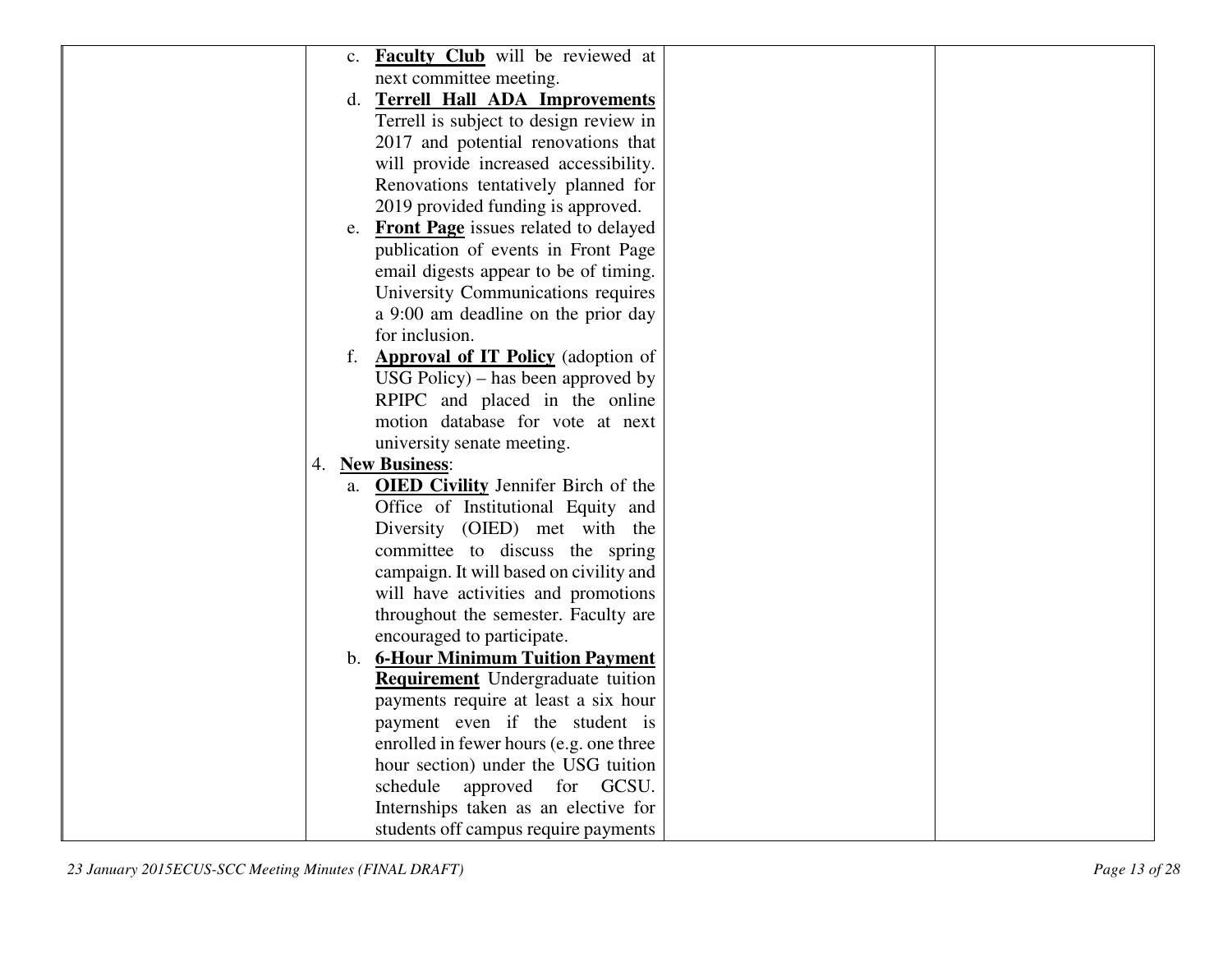| | | | |
|---|---|---|---|
| | c. **Faculty Club** will be reviewed at next committee meeting.<br>d. **Terrell Hall ADA Improvements** Terrell is subject to design review in 2017 and potential renovations that will provide increased accessibility. Renovations tentatively planned for 2019 provided funding is approved.<br>e. **Front Page** issues related to delayed publication of events in Front Page email digests appear to be of timing. University Communications requires a 9:00 am deadline on the prior day for inclusion.<br>f. **Approval of IT Policy** (adoption of USG Policy) – has been approved by RPIPC and placed in the online motion database for vote at next university senate meeting.<br>4. **New Business**:<br>a. **OIED Civility** Jennifer Birch of the Office of Institutional Equity and Diversity (OIED) met with the committee to discuss the spring campaign. It will based on civility and will have activities and promotions throughout the semester. Faculty are encouraged to participate.<br>b. **6-Hour Minimum Tuition Payment Requirement** Undergraduate tuition payments require at least a six hour payment even if the student is enrolled in fewer hours (e.g. one three hour section) under the USG tuition schedule approved for GCSU. Internships taken as an elective for students off campus require payments | | |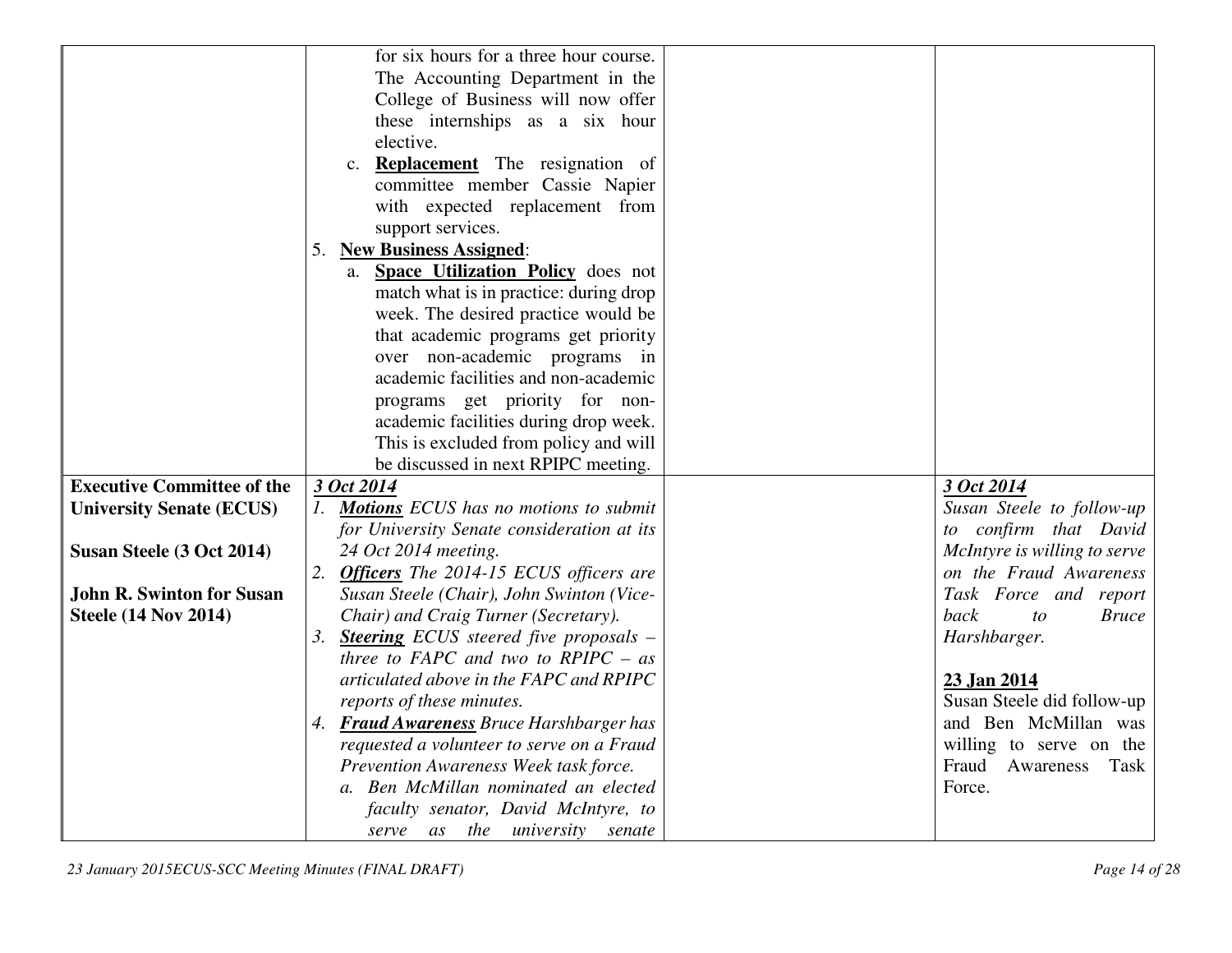| | | | |
|---|---|---|---|
| | for six hours for a three hour course. The Accounting Department in the College of Business will now offer these internships as a six hour elective.<br>c. **Replacement** The resignation of committee member Cassie Napier with expected replacement from support services.<br>5. **New Business Assigned**:<br>a. **Space Utilization Policy** does not match what is in practice: during drop week. The desired practice would be that academic programs get priority over non-academic programs in academic facilities and non-academic programs get priority for non-academic facilities during drop week. This is excluded from policy and will be discussed in next RPIPC meeting. | | |
| **Executive Committee of the University Senate (ECUS)**<br><br>**Susan Steele (3 Oct 2014)**<br><br>**John R. Swinton for Susan Steele (14 Nov 2014)** | ***3 Oct 2014***<br>*1. **Motions** ECUS has no motions to submit for University Senate consideration at its 24 Oct 2014 meeting.*<br>*2. **Officers** The 2014-15 ECUS officers are Susan Steele (Chair), John Swinton (Vice-Chair) and Craig Turner (Secretary).*<br>*3. **Steering** ECUS steered five proposals – three to FAPC and two to RPIPC – as articulated above in the FAPC and RPIPC reports of these minutes.*<br>*4. **Fraud Awareness** Bruce Harshbarger has requested a volunteer to serve on a Fraud Prevention Awareness Week task force.*<br>*a. Ben McMillan nominated an elected faculty senator, David McIntyre, to serve as the university senate* | | ***3 Oct 2014***<br>*Susan Steele to follow-up to confirm that David McIntyre is willing to serve on the Fraud Awareness Task Force and report back to Bruce Harshbarger.*<br><br>**23 Jan 2014**<br>Susan Steele did follow-up and Ben McMillan was willing to serve on the Fraud Awareness Task Force. |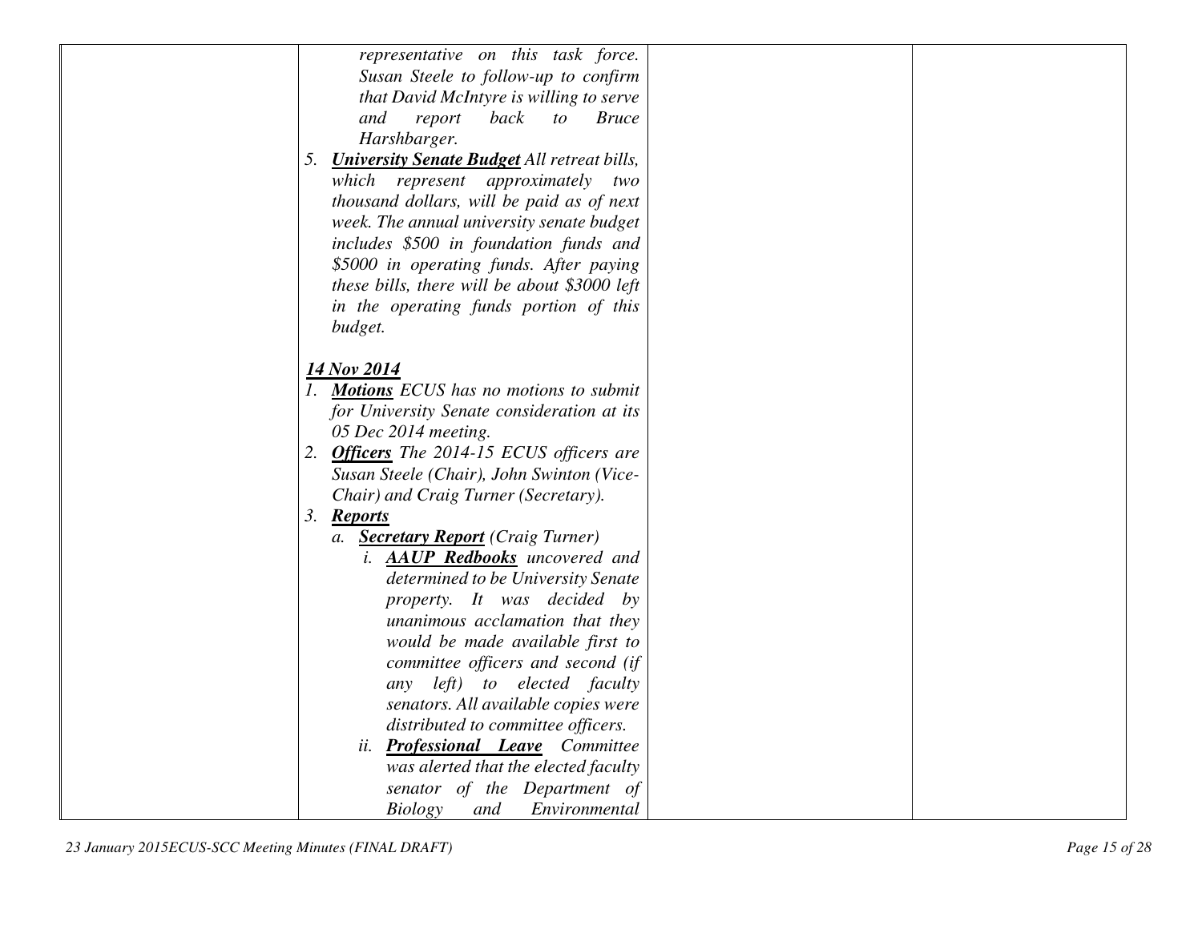| | | | |
|---|---|---|---|
| | *representative on this task force. Susan Steele to follow-up to confirm that David McIntyre is willing to serve and report back to Bruce Harshbarger.*<br>5. ***University Senate Budget*** *All retreat bills, which represent approximately two thousand dollars, will be paid as of next week. The annual university senate budget includes $500 in foundation funds and $5000 in operating funds. After paying these bills, there will be about $3000 left in the operating funds portion of this budget.*<br><br>***14 Nov 2014***<br>1. ***Motions*** *ECUS has no motions to submit for University Senate consideration at its 05 Dec 2014 meeting.*<br>2. ***Officers*** *The 2014-15 ECUS officers are Susan Steele (Chair), John Swinton (Vice-Chair) and Craig Turner (Secretary).*<br>3. ***Reports***<br>a. ***Secretary Report*** *(Craig Turner)*<br>i. ***AAUP Redbooks*** *uncovered and determined to be University Senate property. It was decided by unanimous acclamation that they would be made available first to committee officers and second (if any left) to elected faculty senators. All available copies were distributed to committee officers.*<br>ii. ***Professional Leave*** *Committee was alerted that the elected faculty senator of the Department of Biology and Environmental* | | |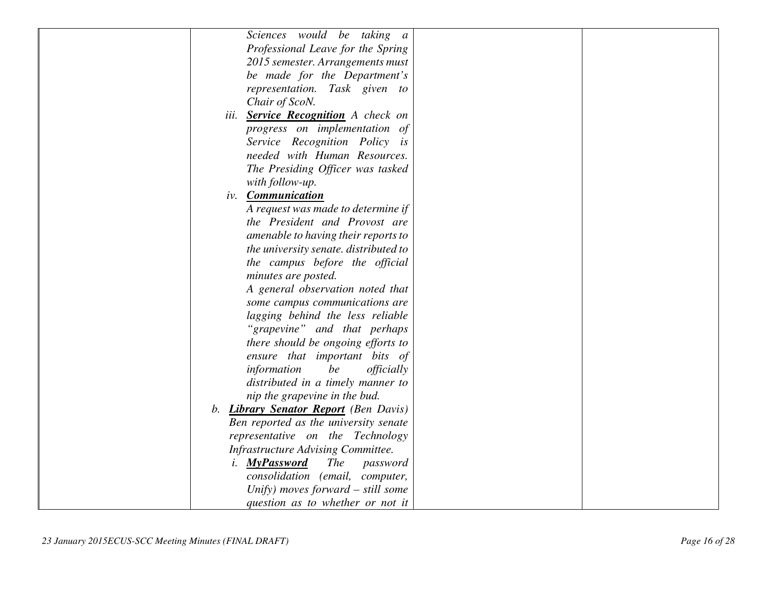| | | | |
|---|---|---|---|
| | *Sciences would be taking a Professional Leave for the Spring 2015 semester. Arrangements must be made for the Department's representation. Task given to Chair of ScoN.*<br>*iii. **Service Recognition** A check on progress on implementation of Service Recognition Policy is needed with Human Resources. The Presiding Officer was tasked with follow-up.*<br>*iv. **Communication***<br>*A request was made to determine if the President and Provost are amenable to having their reports to the university senate. distributed to the campus before the official minutes are posted.*<br>*A general observation noted that some campus communications are lagging behind the less reliable "grapevine" and that perhaps there should be ongoing efforts to ensure that important bits of information be officially distributed in a timely manner to nip the grapevine in the bud.*<br>*b. **Library Senator Report** (Ben Davis) Ben reported as the university senate representative on the Technology Infrastructure Advising Committee.*<br>*i. **MyPassword** The password consolidation (email, computer, Unify) moves forward – still some question as to whether or not it* | | |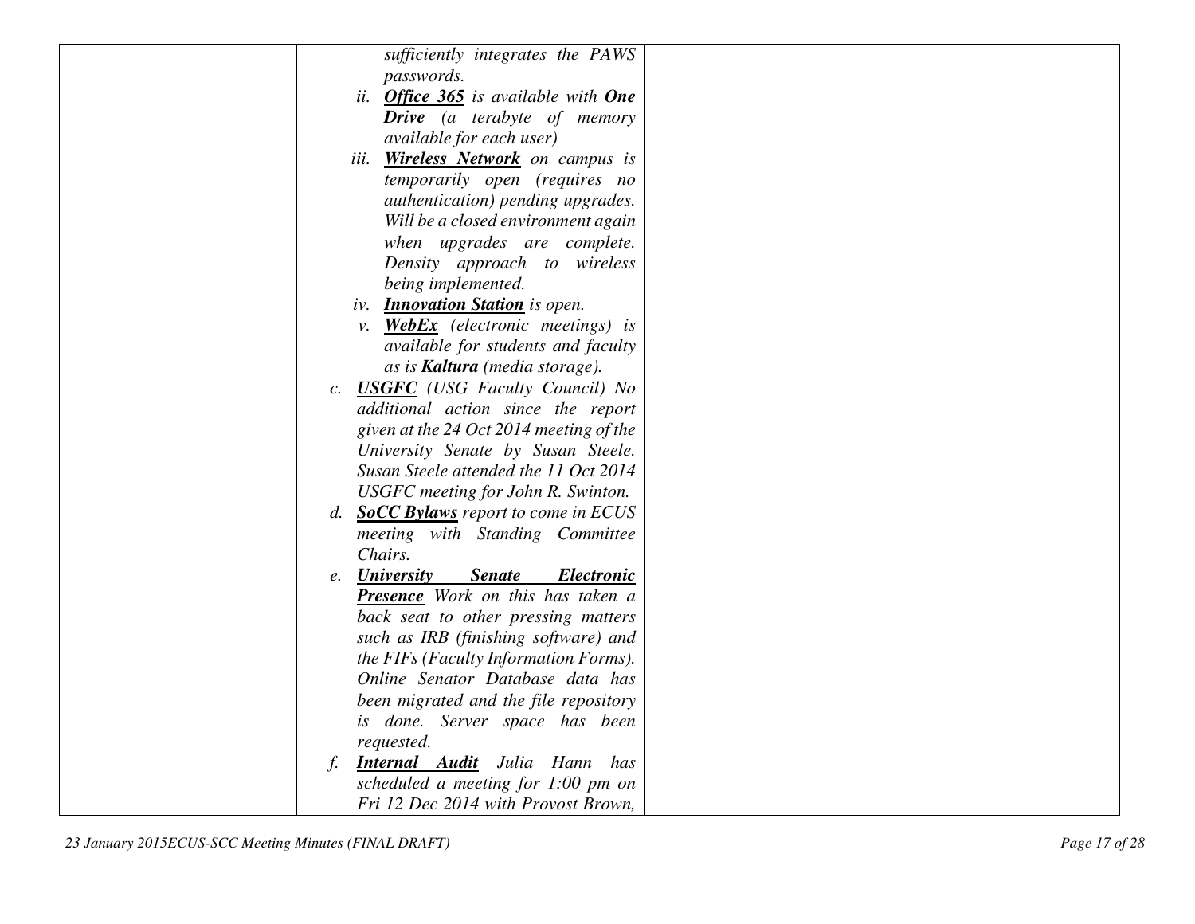| | | | |
|---|---|---|---|
| | *sufficiently integrates the PAWS passwords.*<br>ii. ***Office 365*** *is available with* ***One Drive*** *(a terabyte of memory available for each user)*<br>iii. ***Wireless Network*** *on campus is temporarily open (requires no authentication) pending upgrades. Will be a closed environment again when upgrades are complete. Density approach to wireless being implemented.*<br>iv. ***Innovation Station*** *is open.*<br>v. ***WebEx*** *(electronic meetings) is available for students and faculty as is* ***Kaltura*** *(media storage).*<br>c. ***USGFC*** *(USG Faculty Council) No additional action since the report given at the 24 Oct 2014 meeting of the University Senate by Susan Steele. Susan Steele attended the 11 Oct 2014 USGFC meeting for John R. Swinton.*<br>d. ***SoCC Bylaws*** *report to come in ECUS meeting with Standing Committee Chairs.*<br>e. ***University Senate Electronic Presence*** *Work on this has taken a back seat to other pressing matters such as IRB (finishing software) and the FIFs (Faculty Information Forms). Online Senator Database data has been migrated and the file repository is done. Server space has been requested.*<br>f. ***Internal Audit*** *Julia Hann has scheduled a meeting for 1:00 pm on Fri 12 Dec 2014 with Provost Brown,* | | |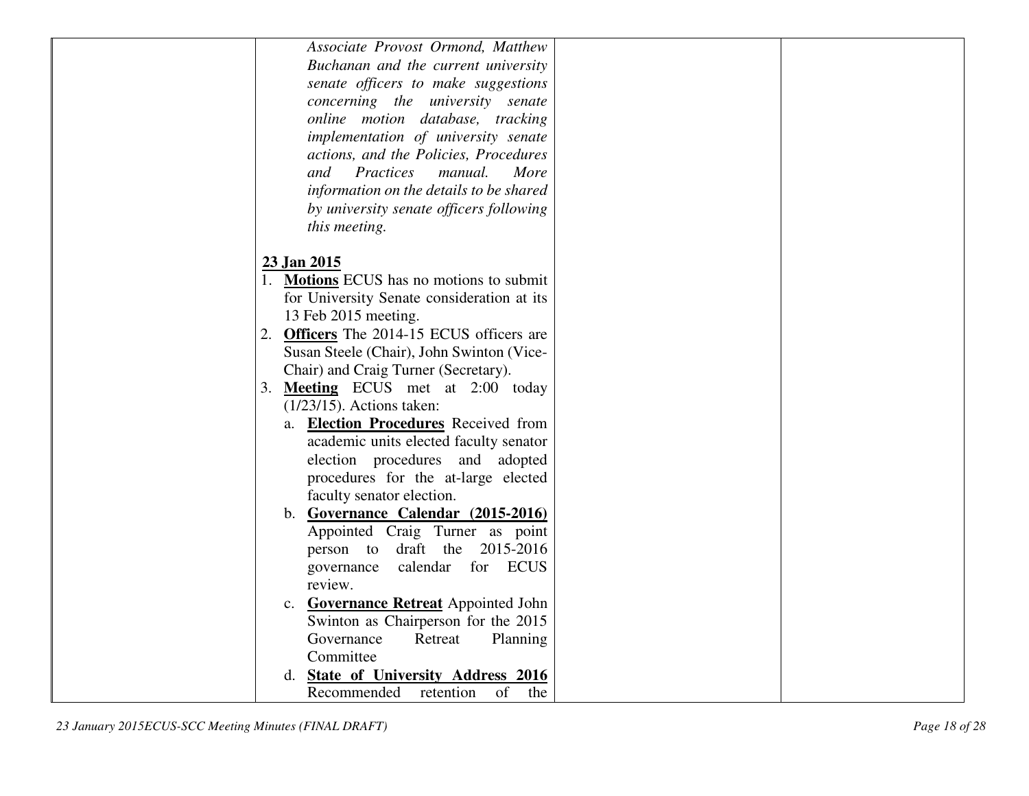| | | | |
|---|---|---|---|
| | *Associate Provost Ormond, Matthew Buchanan and the current university senate officers to make suggestions concerning the university senate online motion database, tracking implementation of university senate actions, and the Policies, Procedures and Practices manual. More information on the details to be shared by university senate officers following this meeting.*<br><br>**23 Jan 2015**<br>1. **Motions** ECUS has no motions to submit for University Senate consideration at its 13 Feb 2015 meeting.<br>2. **Officers** The 2014-15 ECUS officers are Susan Steele (Chair), John Swinton (Vice-Chair) and Craig Turner (Secretary).<br>3. **Meeting** ECUS met at 2:00 today (1/23/15). Actions taken:<br>a. **Election Procedures** Received from academic units elected faculty senator election procedures and adopted procedures for the at-large elected faculty senator election.<br>b. **Governance Calendar (2015-2016)** Appointed Craig Turner as point person to draft the 2015-2016 governance calendar for ECUS review.<br>c. **Governance Retreat** Appointed John Swinton as Chairperson for the 2015 Governance Retreat Planning Committee<br>d. **State of University Address 2016** Recommended retention of the | | |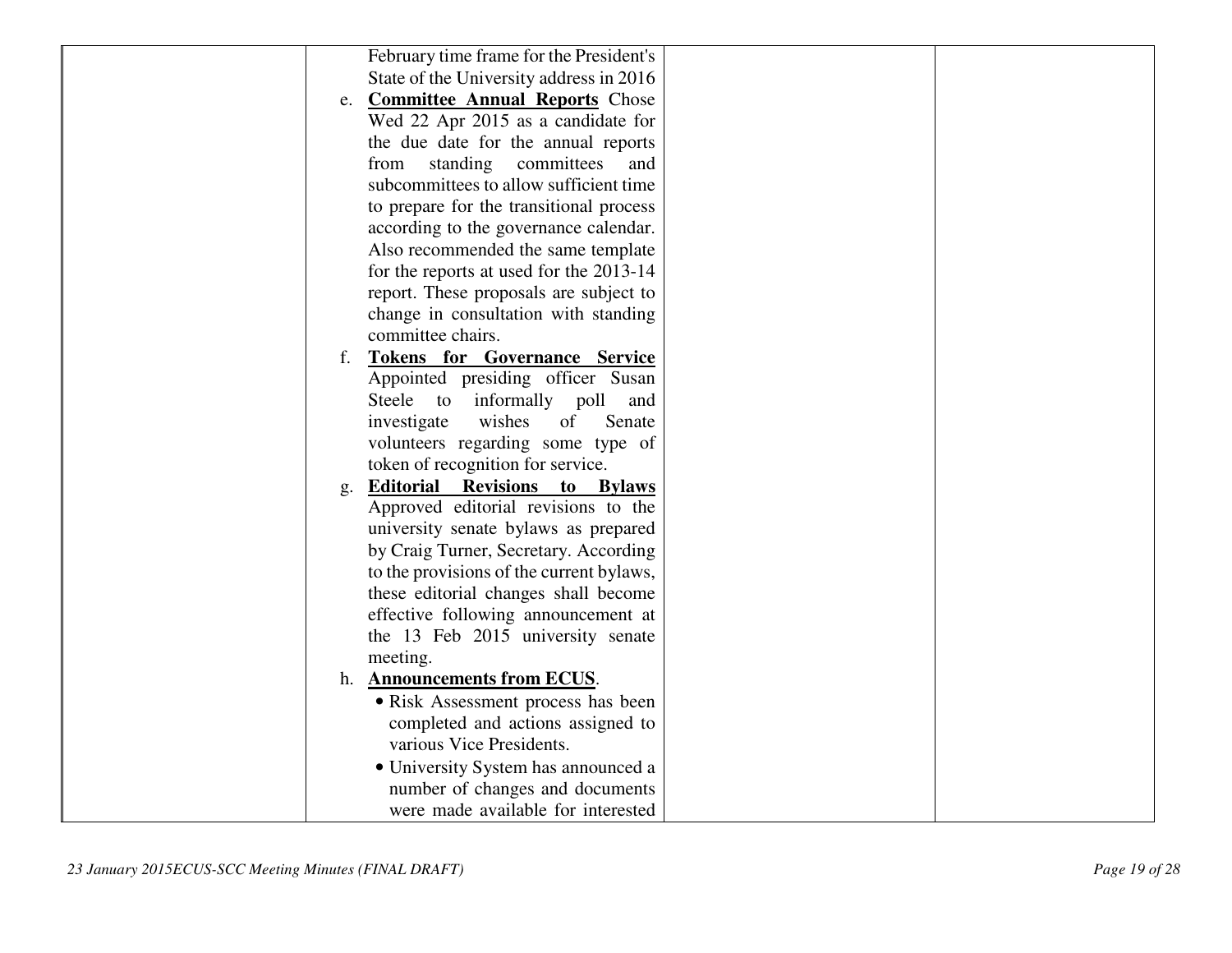| | | | |
|---|---|---|---|
| | February time frame for the President's State of the University address in 2016<br>e. **Committee Annual Reports** Chose Wed 22 Apr 2015 as a candidate for the due date for the annual reports from standing committees and subcommittees to allow sufficient time to prepare for the transitional process according to the governance calendar. Also recommended the same template for the reports at used for the 2013-14 report. These proposals are subject to change in consultation with standing committee chairs.<br>f. **Tokens for Governance Service** Appointed presiding officer Susan Steele to informally poll and investigate wishes of Senate volunteers regarding some type of token of recognition for service.<br>g. **Editorial Revisions to Bylaws** Approved editorial revisions to the university senate bylaws as prepared by Craig Turner, Secretary. According to the provisions of the current bylaws, these editorial changes shall become effective following announcement at the 13 Feb 2015 university senate meeting.<br>h. **Announcements from ECUS**.<br>• Risk Assessment process has been completed and actions assigned to various Vice Presidents.<br>• University System has announced a number of changes and documents were made available for interested | | |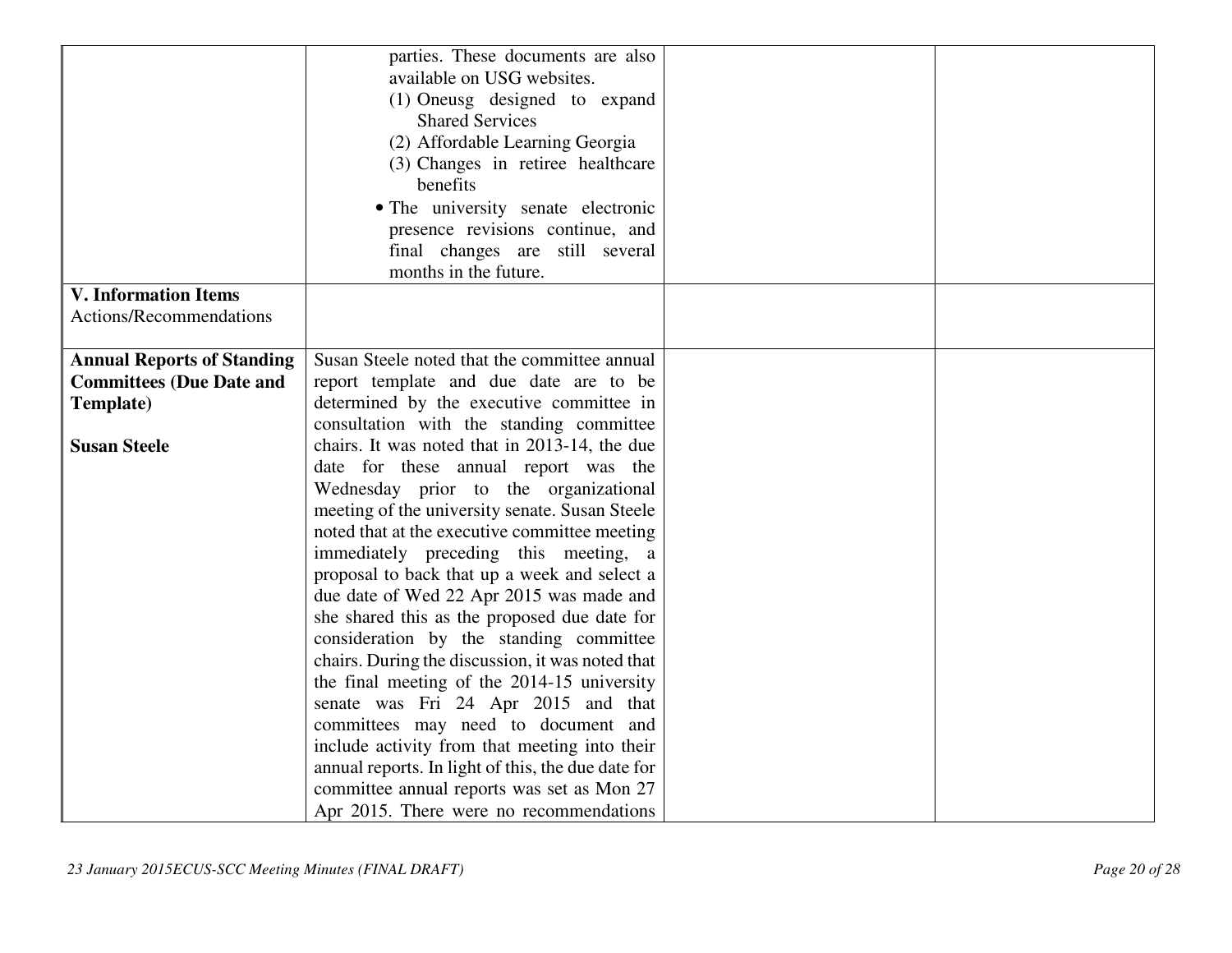| | | | |
|---|---|---|---|
| | parties. These documents are also available on USG websites. (1) Oneusg designed to expand Shared Services (2) Affordable Learning Georgia (3) Changes in retiree healthcare benefits • The university senate electronic presence revisions continue, and final changes are still several months in the future. | | |
| **V. Information Items** Actions/Recommendations | | | |
| **Annual Reports of Standing Committees (Due Date and Template)** **Susan Steele** | Susan Steele noted that the committee annual report template and due date are to be determined by the executive committee in consultation with the standing committee chairs. It was noted that in 2013-14, the due date for these annual report was the Wednesday prior to the organizational meeting of the university senate. Susan Steele noted that at the executive committee meeting immediately preceding this meeting, a proposal to back that up a week and select a due date of Wed 22 Apr 2015 was made and she shared this as the proposed due date for consideration by the standing committee chairs. During the discussion, it was noted that the final meeting of the 2014-15 university senate was Fri 24 Apr 2015 and that committees may need to document and include activity from that meeting into their annual reports. In light of this, the due date for committee annual reports was set as Mon 27 Apr 2015. There were no recommendations | | |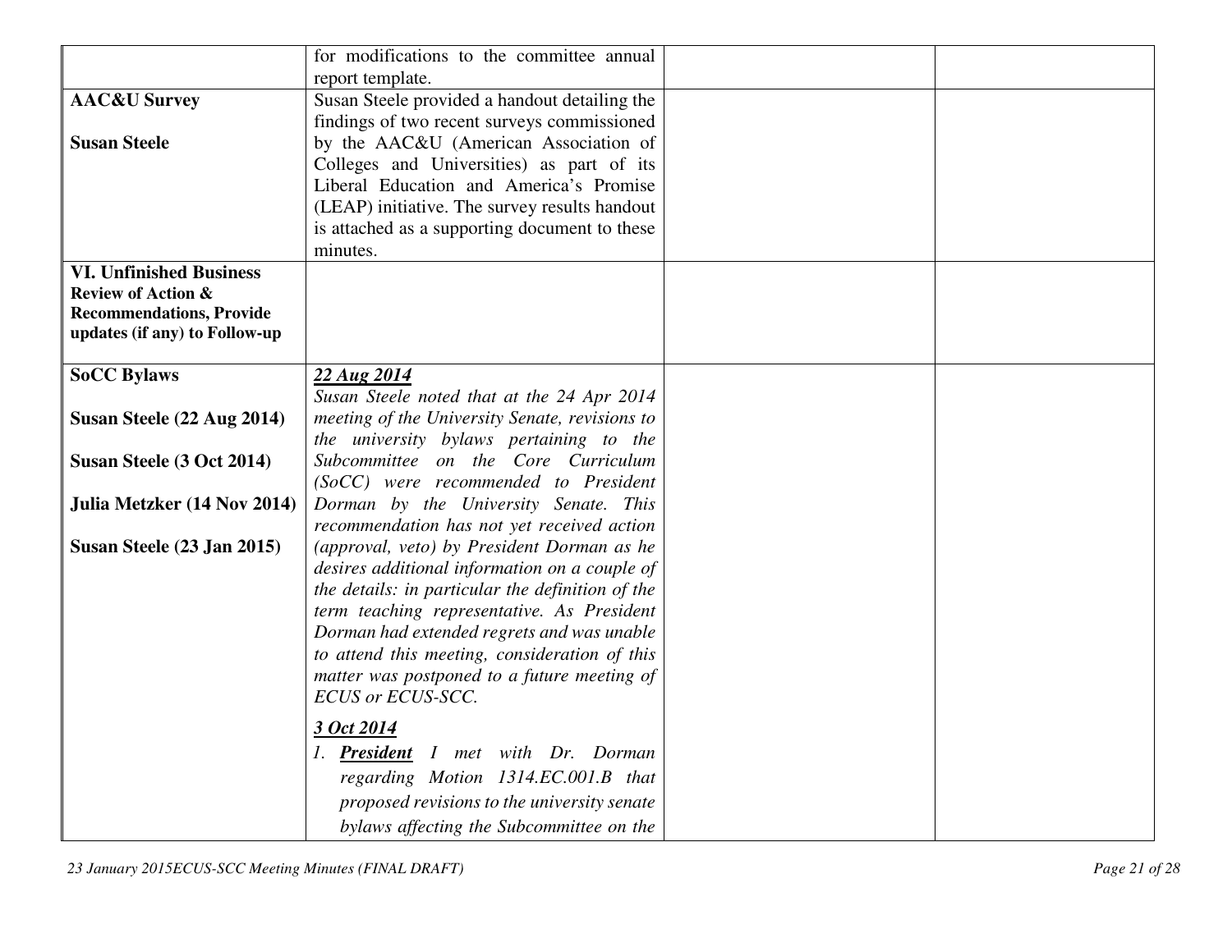| | | | |
|---|---|---|---|
| | for modifications to the committee annual report template. | | |
| **AAC&U Survey**<br><br>**Susan Steele** | Susan Steele provided a handout detailing the findings of two recent surveys commissioned by the AAC&U (American Association of Colleges and Universities) as part of its Liberal Education and America's Promise (LEAP) initiative. The survey results handout is attached as a supporting document to these minutes. | | |
| **VI. Unfinished Business**<br>**Review of Action & Recommendations, Provide updates (if any) to Follow-up** | | | |
| **SoCC Bylaws**<br><br>**Susan Steele (22 Aug 2014)**<br><br>**Susan Steele (3 Oct 2014)**<br><br>**Julia Metzker (14 Nov 2014)**<br><br>**Susan Steele (23 Jan 2015)** | ***<u>22 Aug 2014</u>***<br>*Susan Steele noted that at the 24 Apr 2014 meeting of the University Senate, revisions to the university bylaws pertaining to the Subcommittee on the Core Curriculum (SoCC) were recommended to President Dorman by the University Senate. This recommendation has not yet received action (approval, veto) by President Dorman as he desires additional information on a couple of the details: in particular the definition of the term teaching representative. As President Dorman had extended regrets and was unable to attend this meeting, consideration of this matter was postponed to a future meeting of ECUS or ECUS-SCC.*<br><br>***<u>3 Oct 2014</u>***<br>*1. **<u>President</u>** I met with Dr. Dorman regarding Motion 1314.EC.001.B that proposed revisions to the university senate bylaws affecting the Subcommittee on the* | | |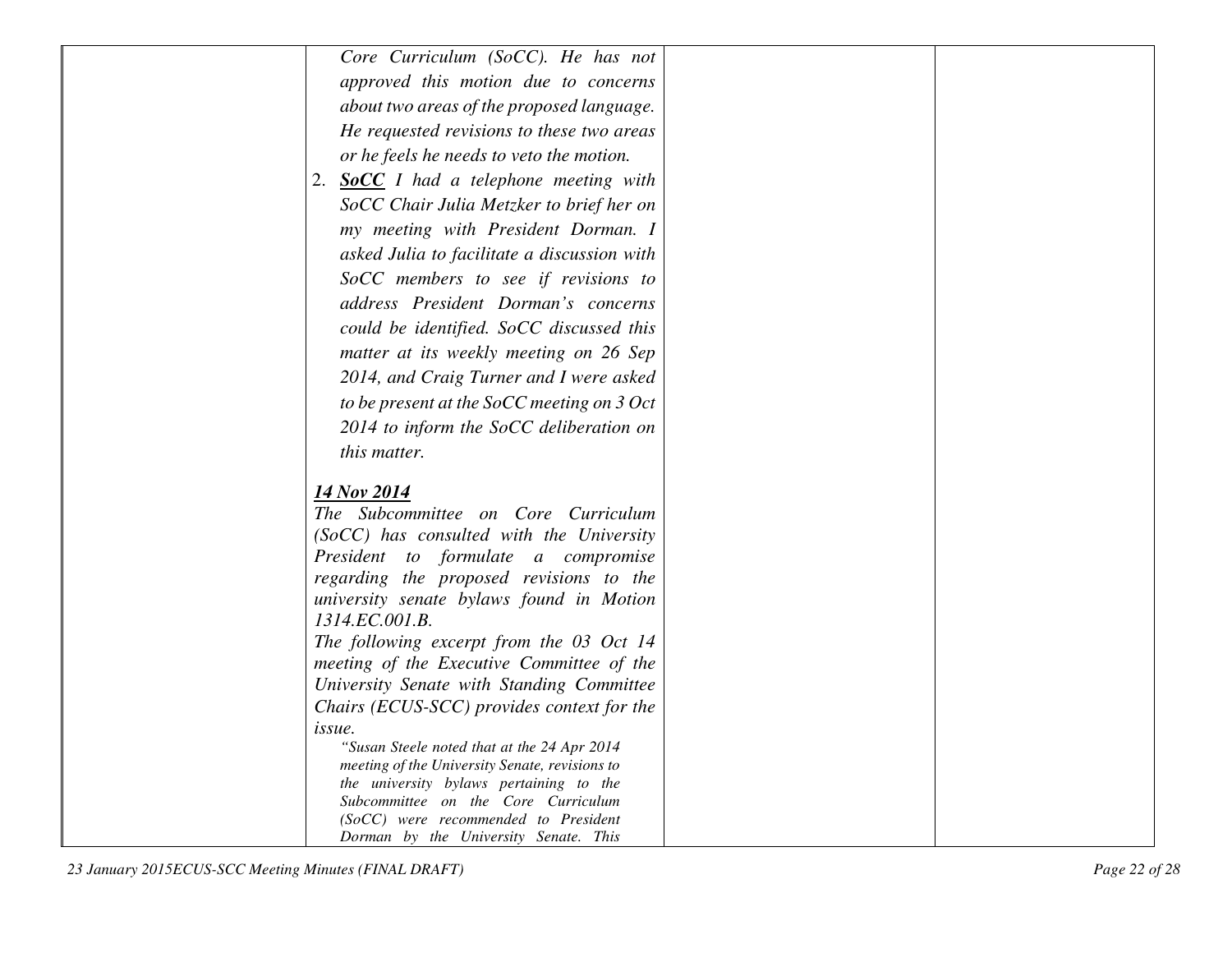| | | | |
|---|---|---|---|
| | *Core Curriculum (SoCC). He has not approved this motion due to concerns about two areas of the proposed language. He requested revisions to these two areas or he feels he needs to veto the motion.*<br>2. ***SoCC*** *I had a telephone meeting with SoCC Chair Julia Metzker to brief her on my meeting with President Dorman. I asked Julia to facilitate a discussion with SoCC members to see if revisions to address President Dorman's concerns could be identified. SoCC discussed this matter at its weekly meeting on 26 Sep 2014, and Craig Turner and I were asked to be present at the SoCC meeting on 3 Oct 2014 to inform the SoCC deliberation on this matter.*<br><br>***14 Nov 2014***<br>*The Subcommittee on Core Curriculum (SoCC) has consulted with the University President to formulate a compromise regarding the proposed revisions to the university senate bylaws found in Motion 1314.EC.001.B.*<br>*The following excerpt from the 03 Oct 14 meeting of the Executive Committee of the University Senate with Standing Committee Chairs (ECUS-SCC) provides context for the issue.*<br>*"Susan Steele noted that at the 24 Apr 2014 meeting of the University Senate, revisions to the university bylaws pertaining to the Subcommittee on the Core Curriculum (SoCC) were recommended to President Dorman by the University Senate. This* | | |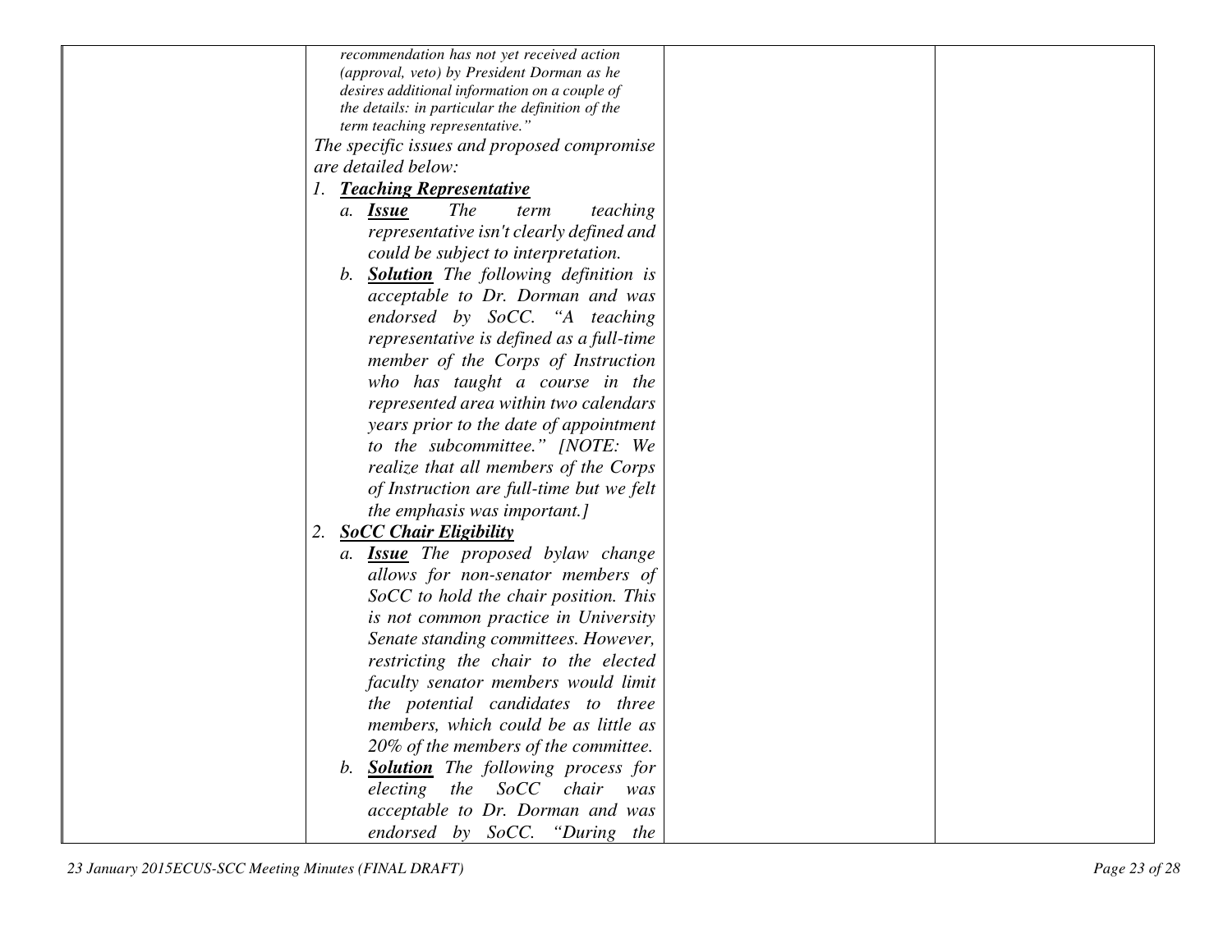| | | | |
|---|---|---|---|
| | *recommendation has not yet received action (approval, veto) by President Dorman as he desires additional information on a couple of the details: in particular the definition of the term teaching representative."*<br>*The specific issues and proposed compromise are detailed below:*<br>*1. **Teaching Representative***<br>*a. **Issue** The term teaching representative isn't clearly defined and could be subject to interpretation.*<br>*b. **Solution** The following definition is acceptable to Dr. Dorman and was endorsed by SoCC. "A teaching representative is defined as a full-time member of the Corps of Instruction who has taught a course in the represented area within two calendars years prior to the date of appointment to the subcommittee." [NOTE: We realize that all members of the Corps of Instruction are full-time but we felt the emphasis was important.]*<br>*2. **SoCC Chair Eligibility***<br>*a. **Issue** The proposed bylaw change allows for non-senator members of SoCC to hold the chair position. This is not common practice in University Senate standing committees. However, restricting the chair to the elected faculty senator members would limit the potential candidates to three members, which could be as little as 20% of the members of the committee.*<br>*b. **Solution** The following process for electing the SoCC chair was acceptable to Dr. Dorman and was endorsed by SoCC. "During the* | | |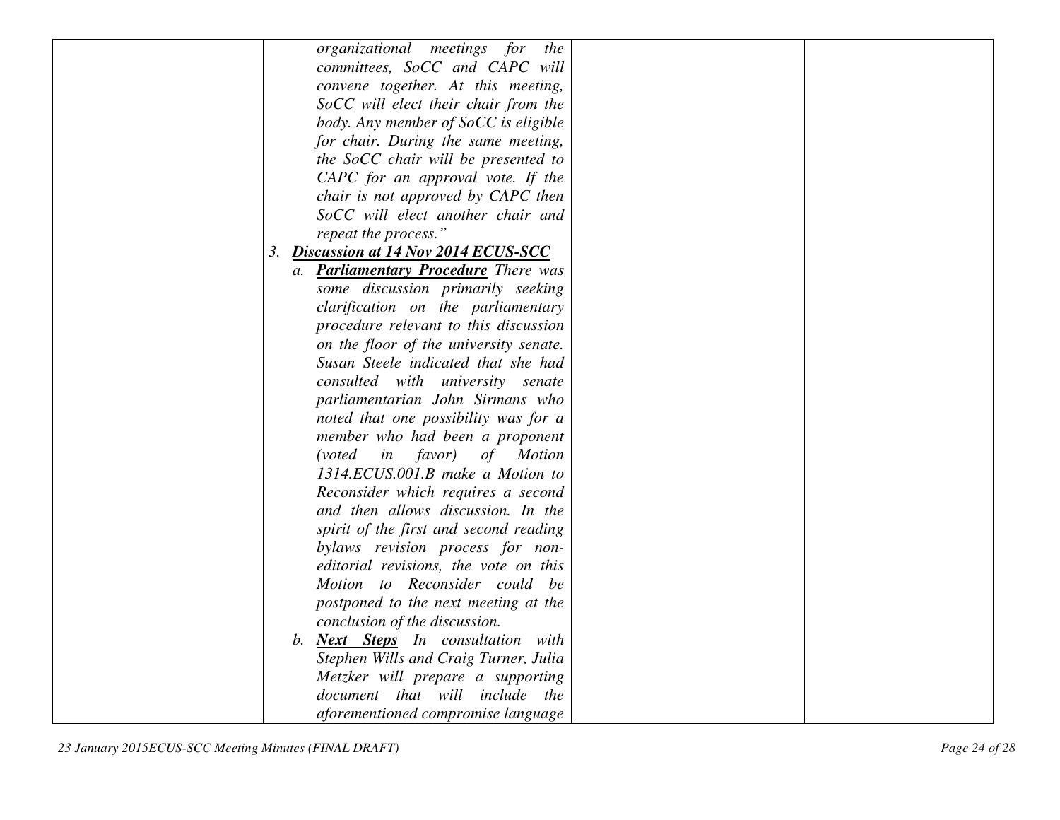| | *organizational meetings for the committees, SoCC and CAPC will convene together. At this meeting, SoCC will elect their chair from the body. Any member of SoCC is eligible for chair. During the same meeting, the SoCC chair will be presented to CAPC for an approval vote. If the chair is not approved by CAPC then SoCC will elect another chair and repeat the process."*<br>3. ***Discussion at 14 Nov 2014 ECUS-SCC***<br>a. ***Parliamentary Procedure*** *There was some discussion primarily seeking clarification on the parliamentary procedure relevant to this discussion on the floor of the university senate. Susan Steele indicated that she had consulted with university senate parliamentarian John Sirmans who noted that one possibility was for a member who had been a proponent (voted in favor) of Motion 1314.ECUS.001.B make a Motion to Reconsider which requires a second and then allows discussion. In the spirit of the first and second reading bylaws revision process for non-editorial revisions, the vote on this Motion to Reconsider could be postponed to the next meeting at the conclusion of the discussion.*<br>b. ***Next Steps*** *In consultation with Stephen Wills and Craig Turner, Julia Metzker will prepare a supporting document that will include the aforementioned compromise language* | | |
|---|---|---|---|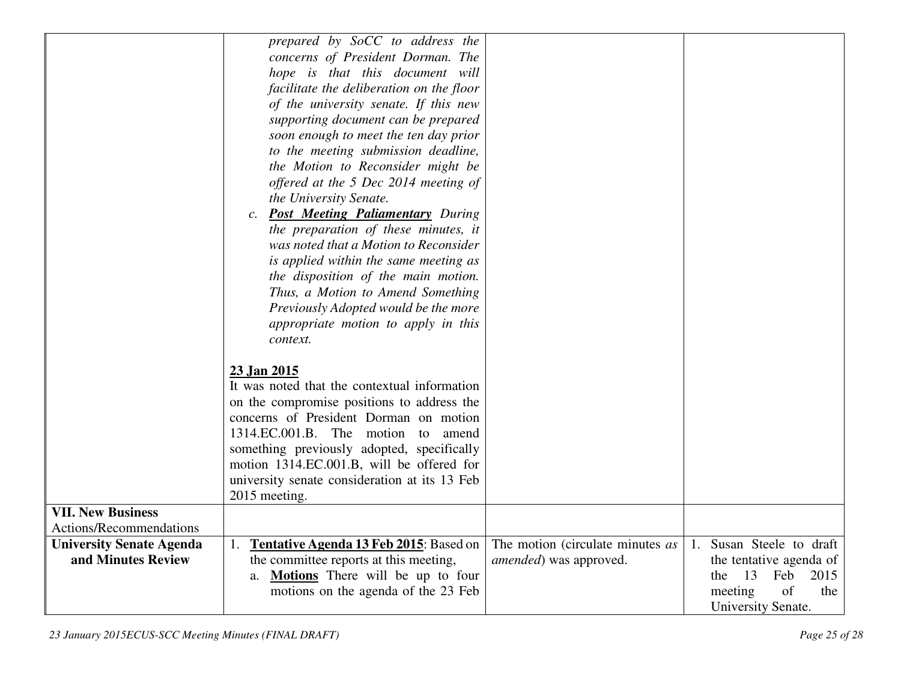| | | | |
|---|---|---|---|
| | *prepared by SoCC to address the concerns of President Dorman. The hope is that this document will facilitate the deliberation on the floor of the university senate. If this new supporting document can be prepared soon enough to meet the ten day prior to the meeting submission deadline, the Motion to Reconsider might be offered at the 5 Dec 2014 meeting of the University Senate.*<br>*c.* ***<u>Post Meeting Paliamentary</u>*** *During the preparation of these minutes, it was noted that a Motion to Reconsider is applied within the same meeting as the disposition of the main motion. Thus, a Motion to Amend Something Previously Adopted would be the more appropriate motion to apply in this context.*<br><br>**<u>23 Jan 2015</u>**<br>It was noted that the contextual information on the compromise positions to address the concerns of President Dorman on motion 1314.EC.001.B. The motion to amend something previously adopted, specifically motion 1314.EC.001.B, will be offered for university senate consideration at its 13 Feb 2015 meeting. | | |
| **VII. New Business**<br>Actions/Recommendations | | | |
| **University Senate Agenda and Minutes Review** | 1. **<u>Tentative Agenda 13 Feb 2015</u>**: Based on the committee reports at this meeting,<br>a. **<u>Motions</u>** There will be up to four motions on the agenda of the 23 Feb | The motion (circulate minutes *as amended*) was approved. | 1. Susan Steele to draft the tentative agenda of the 13 Feb 2015 meeting of the University Senate. |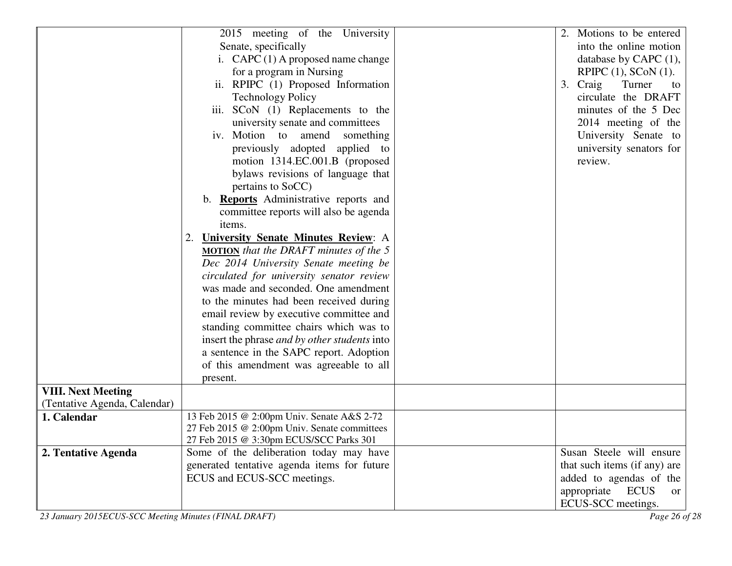| | | | |
|---|---|---|---|
| | 2015 meeting of the University Senate, specifically<br>i. CAPC (1) A proposed name change for a program in Nursing<br>ii. RPIPC (1) Proposed Information Technology Policy<br>iii. SCoN (1) Replacements to the university senate and committees<br>iv. Motion to amend something previously adopted applied to motion 1314.EC.001.B (proposed bylaws revisions of language that pertains to SoCC)<br>b. **Reports** Administrative reports and committee reports will also be agenda items.<br>2. **University Senate Minutes Review**: A **MOTION** *that the DRAFT minutes of the 5 Dec 2014 University Senate meeting be circulated for university senator review* was made and seconded. One amendment to the minutes had been received during email review by executive committee and standing committee chairs which was to insert the phrase *and by other students* into a sentence in the SAPC report. Adoption of this amendment was agreeable to all present. | | 2. Motions to be entered into the online motion database by CAPC (1), RPIPC (1), SCoN (1).<br>3. Craig Turner to circulate the DRAFT minutes of the 5 Dec 2014 meeting of the University Senate to university senators for review. |
| **VIII. Next Meeting** (Tentative Agenda, Calendar) | | | |
| **1. Calendar** | 13 Feb 2015 @ 2:00pm Univ. Senate A&S 2-72<br>27 Feb 2015 @ 2:00pm Univ. Senate committees<br>27 Feb 2015 @ 3:30pm ECUS/SCC Parks 301 | | |
| **2. Tentative Agenda** | Some of the deliberation today may have generated tentative agenda items for future ECUS and ECUS-SCC meetings. | | Susan Steele will ensure that such items (if any) are added to agendas of the appropriate ECUS or ECUS-SCC meetings. |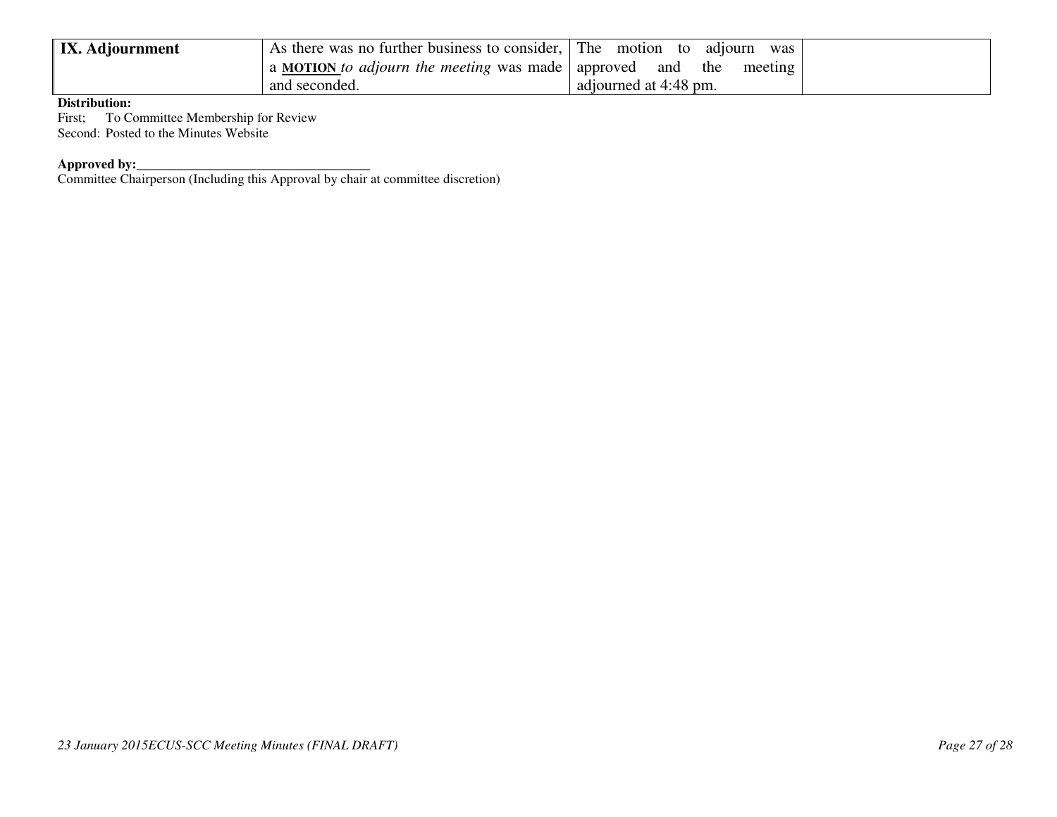| **IX. Adjournment** | As there was no further business to consider, a **MOTION** *to adjourn the meeting* was made and seconded. | The motion to adjourn was approved and the meeting adjourned at 4:48 pm. | |
|---|---|---|---|

**Distribution:**
First; To Committee Membership for Review
Second: Posted to the Minutes Website

**Approved by:**___________________________________
Committee Chairperson (Including this Approval by chair at committee discretion)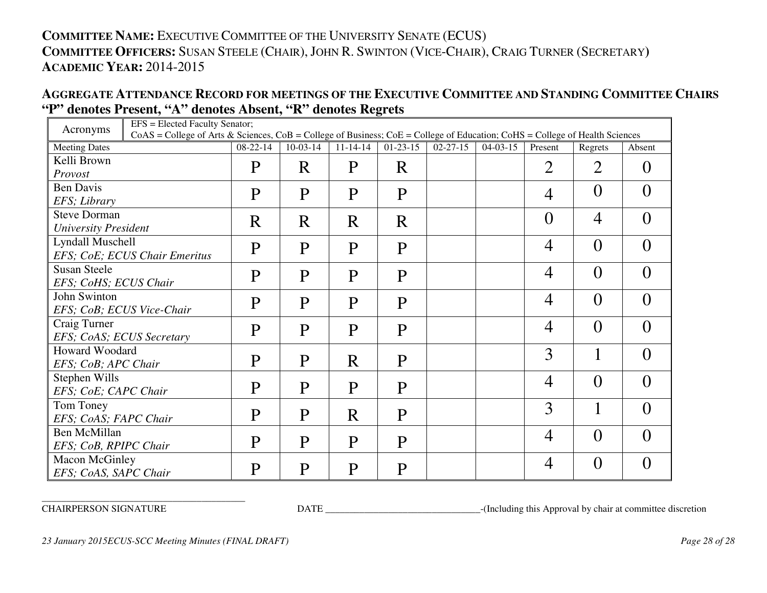**COMMITTEE NAME:** EXECUTIVE COMMITTEE OF THE UNIVERSITY SENATE (ECUS)
**COMMITTEE OFFICERS:** SUSAN STEELE (CHAIR), JOHN R. SWINTON (VICE-CHAIR), CRAIG TURNER (SECRETARY)
**ACADEMIC YEAR:** 2014-2015

## AGGREGATE ATTENDANCE RECORD FOR MEETINGS OF THE EXECUTIVE COMMITTEE AND STANDING COMMITTEE CHAIRS

**"P" denotes Present, "A" denotes Absent, "R" denotes Regrets**

| Acronyms | EFS = Elected Faculty Senator; CoAS = College of Arts & Sciences, CoB = College of Business; CoE = College of Education; CoHS = College of Health Sciences | | | | | | | | |
|---|---|---|---|---|---|---|---|---|---|
| Meeting Dates | 08-22-14 | 10-03-14 | 11-14-14 | 01-23-15 | 02-27-15 | 04-03-15 | Present | Regrets | Absent |
| Kelli Brown *Provost* | P | R | P | R | | | 2 | 2 | 0 |
| Ben Davis *EFS; Library* | P | P | P | P | | | 4 | 0 | 0 |
| Steve Dorman *University President* | R | R | R | R | | | 0 | 4 | 0 |
| Lyndall Muschell *EFS; CoE; ECUS Chair Emeritus* | P | P | P | P | | | 4 | 0 | 0 |
| Susan Steele *EFS; CoHS; ECUS Chair* | P | P | P | P | | | 4 | 0 | 0 |
| John Swinton *EFS; CoB; ECUS Vice-Chair* | P | P | P | P | | | 4 | 0 | 0 |
| Craig Turner *EFS; CoAS; ECUS Secretary* | P | P | P | P | | | 4 | 0 | 0 |
| Howard Woodard *EFS; CoB; APC Chair* | P | P | R | P | | | 3 | 1 | 0 |
| Stephen Wills *EFS; CoE; CAPC Chair* | P | P | P | P | | | 4 | 0 | 0 |
| Tom Toney *EFS; CoAS; FAPC Chair* | P | P | R | P | | | 3 | 1 | 0 |
| Ben McMillan *EFS; CoB, RPIPC Chair* | P | P | P | P | | | 4 | 0 | 0 |
| Macon McGinley *EFS; CoAS, SAPC Chair* | P | P | P | P | | | 4 | 0 | 0 |

\_\_\_\_\_\_\_\_\_\_\_\_\_\_\_\_\_\_\_\_\_\_\_\_\_\_\_\_\_\_\_\_\_\_\_\_\_\_\_\_\_\_
CHAIRPERSON SIGNATURE

DATE \_\_\_\_\_\_\_\_\_\_\_\_\_\_\_\_\_\_\_\_\_\_\_\_\_\_\_\_\_\_\_\_-(Including this Approval by chair at committee discretion